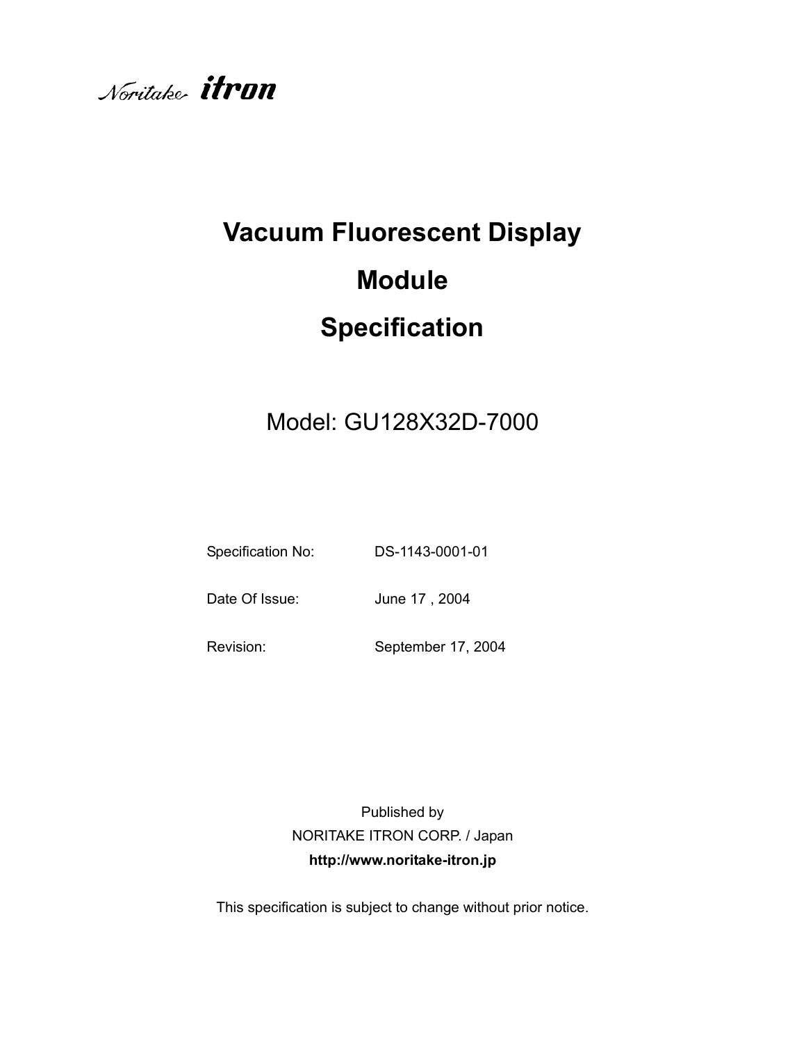Noritake itron

# Vacuum Fluorescent Display Module Specification

Model: GU128X32D-7000

| | |
|---|---|
| Specification No: | DS-1143-0001-01 |
| Date Of Issue: | June 17 , 2004 |
| Revision: | September 17, 2004 |

Published by
NORITAKE ITRON CORP. / Japan
**http://www.noritake-itron.jp**

This specification is subject to change without prior notice.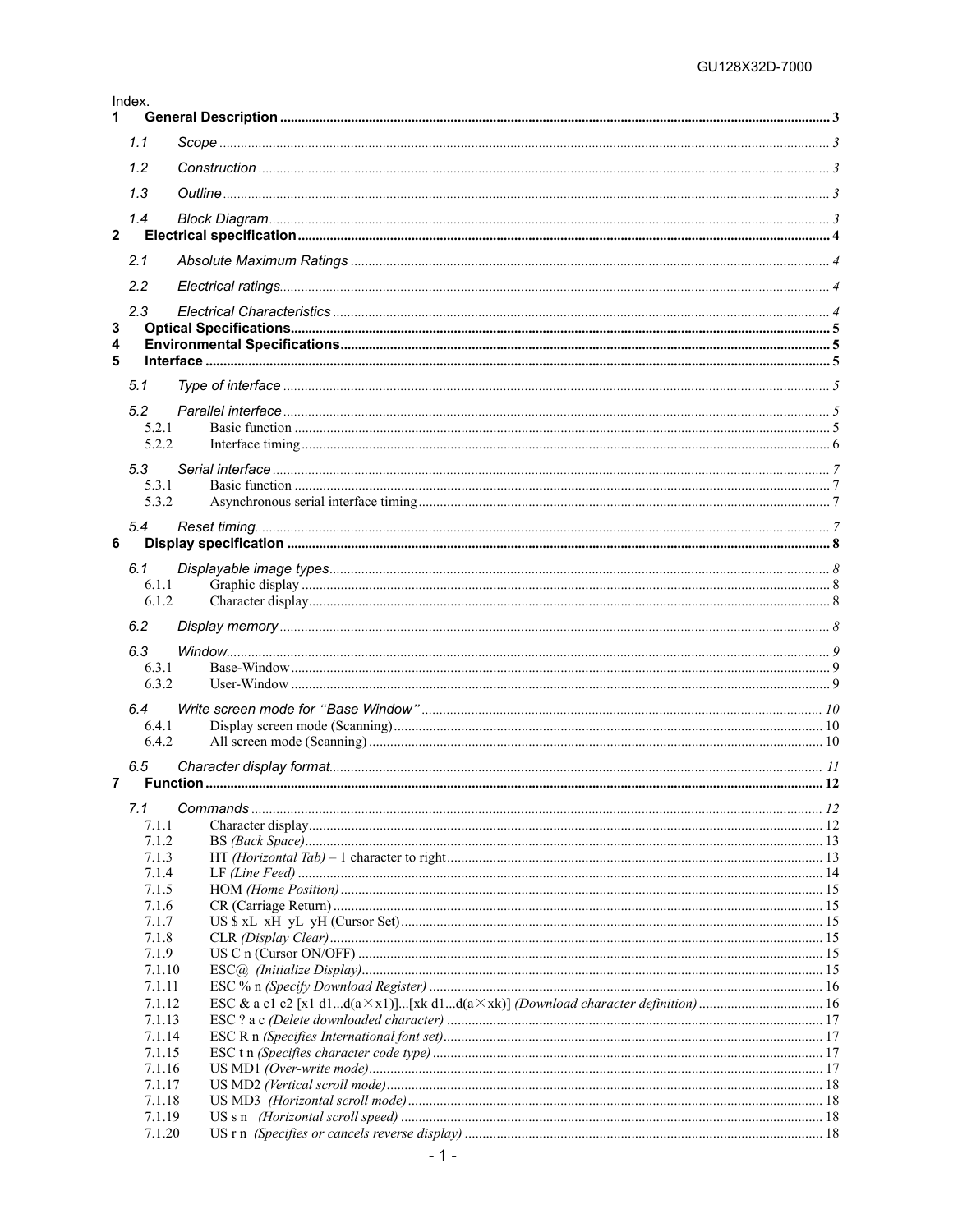Index.

1 **General Description** ........ 3
- 1.1 *Scope* ........ 3
- 1.2 *Construction* ........ 3
- 1.3 *Outline* ........ 3
- 1.4 *Block Diagram* ........ 3

2 **Electrical specification** ........ 4
- 2.1 *Absolute Maximum Ratings* ........ 4
- 2.2 *Electrical ratings* ........ 4
- 2.3 *Electrical Characteristics* ........ 4

3 **Optical Specifications** ........ 5

4 **Environmental Specifications** ........ 5

5 **Interface** ........ 5
- 5.1 *Type of interface* ........ 5
- 5.2 *Parallel interface* ........ 5
  - 5.2.1 Basic function ........ 5
  - 5.2.2 Interface timing ........ 6
- 5.3 *Serial interface* ........ 7
  - 5.3.1 Basic function ........ 7
  - 5.3.2 Asynchronous serial interface timing ........ 7
- 5.4 *Reset timing* ........ 7

6 **Display specification** ........ 8
- 6.1 *Displayable image types* ........ 8
  - 6.1.1 Graphic display ........ 8
  - 6.1.2 Character display ........ 8
- 6.2 *Display memory* ........ 8
- 6.3 *Window* ........ 9
  - 6.3.1 Base-Window ........ 9
  - 6.3.2 User-Window ........ 9
- 6.4 *Write screen mode for "Base Window"* ........ 10
  - 6.4.1 Display screen mode (Scanning) ........ 10
  - 6.4.2 All screen mode (Scanning) ........ 10
- 6.5 *Character display format* ........ 11

7 **Function** ........ 12
- 7.1 *Commands* ........ 12
  - 7.1.1 Character display ........ 12
  - 7.1.2 BS *(Back Space)* ........ 13
  - 7.1.3 HT *(Horizontal Tab)* – 1 character to right ........ 13
  - 7.1.4 LF *(Line Feed)* ........ 14
  - 7.1.5 HOM *(Home Position)* ........ 15
  - 7.1.6 CR (Carriage Return) ........ 15
  - 7.1.7 US $ xL xH yL yH (Cursor Set) ........ 15
  - 7.1.8 CLR *(Display Clear)* ........ 15
  - 7.1.9 US C n (Cursor ON/OFF) ........ 15
  - 7.1.10 ESC@ *(Initialize Display)* ........ 15
  - 7.1.11 ESC % n *(Specify Download Register)* ........ 16
  - 7.1.12 ESC & a c1 c2 [x1 d1...d(a×x1)]...[xk d1...d(a×xk)] *(Download character definition)* ........ 16
  - 7.1.13 ESC ? a c *(Delete downloaded character)* ........ 17
  - 7.1.14 ESC R n *(Specifies International font set)* ........ 17
  - 7.1.15 ESC t n *(Specifies character code type)* ........ 17
  - 7.1.16 US MD1 *(Over-write mode)* ........ 17
  - 7.1.17 US MD2 *(Vertical scroll mode)* ........ 18
  - 7.1.18 US MD3 *(Horizontal scroll mode)* ........ 18
  - 7.1.19 US s n *(Horizontal scroll speed)* ........ 18
  - 7.1.20 US r n *(Specifies or cancels reverse display)* ........ 18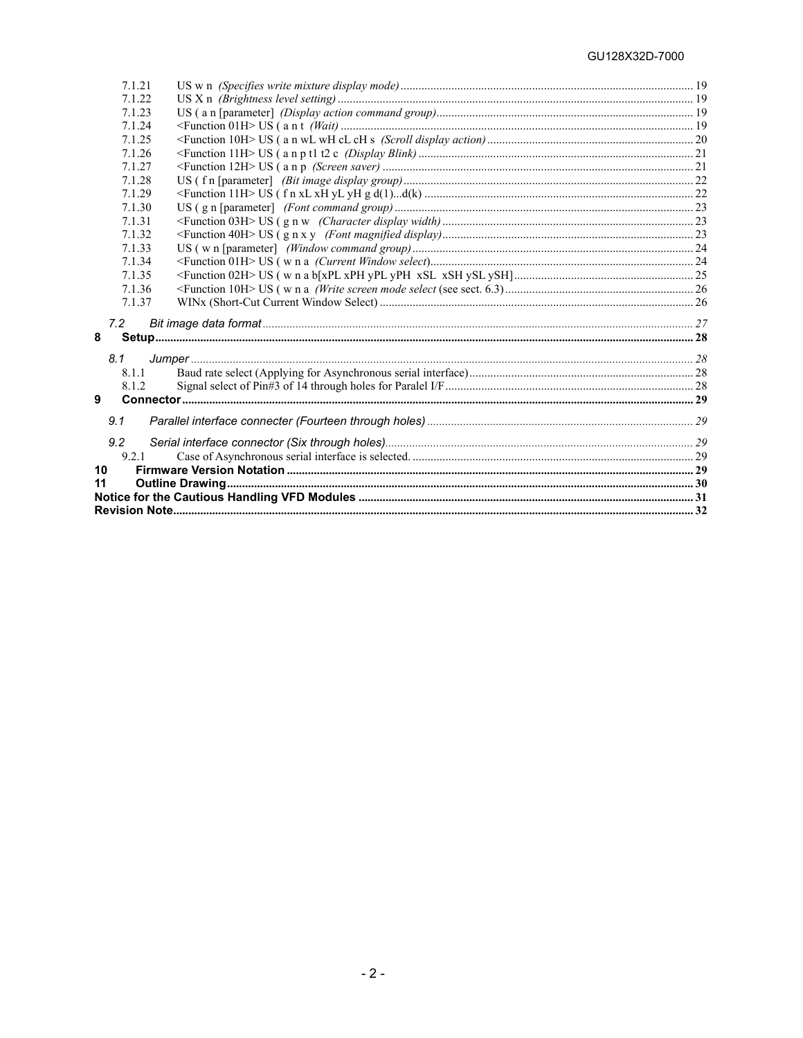7.1.21 US w n *(Specifies write mixture display mode)* ........ 19
7.1.22 US X n *(Brightness level setting)* ........ 19
7.1.23 US ( a n [parameter] *(Display action command group)* ........ 19
7.1.24 <Function 01H> US ( a n t *(Wait)* ........ 19
7.1.25 <Function 10H> US ( a n wL wH cL cH s *(Scroll display action)* ........ 20
7.1.26 <Function 11H> US ( a n p t1 t2 c *(Display Blink)* ........ 21
7.1.27 <Function 12H> US ( a n p *(Screen saver)* ........ 21
7.1.28 US ( f n [parameter] *(Bit image display group)* ........ 22
7.1.29 <Function 11H> US ( f n xL xH yL yH g d(1)...d(k) ........ 22
7.1.30 US ( g n [parameter] *(Font command group)* ........ 23
7.1.31 <Function 03H> US ( g n w *(Character display width)* ........ 23
7.1.32 <Function 40H> US ( g n x y *(Font magnified display)* ........ 23
7.1.33 US ( w n [parameter] *(Window command group)* ........ 24
7.1.34 <Function 01H> US ( w n a *(Current Window select)* ........ 24
7.1.35 <Function 02H> US ( w n a b[xPL xPH yPL yPH xSL xSH ySL ySH] ........ 25
7.1.36 <Function 10H> US ( w n a *(Write screen mode select* (see sect. 6.3) ........ 26
7.1.37 WINx (Short-Cut Current Window Select) ........ 26

*7.2 Bit image data format* ........ 27

**8 Setup** ........ 28

*8.1 Jumper* ........ 28

8.1.1 Baud rate select (Applying for Asynchronous serial interface) ........ 28
8.1.2 Signal select of Pin#3 of 14 through holes for Paralel I/F ........ 28

**9 Connector** ........ 29

*9.1 Parallel interface connecter (Fourteen through holes)* ........ 29

*9.2 Serial interface connector (Six through holes)* ........ 29

9.2.1 Case of Asynchronous serial interface is selected. ........ 29

**10 Firmware Version Notation** ........ 29

**11 Outline Drawing** ........ 30

**Notice for the Cautious Handling VFD Modules** ........ 31

**Revision Note** ........ 32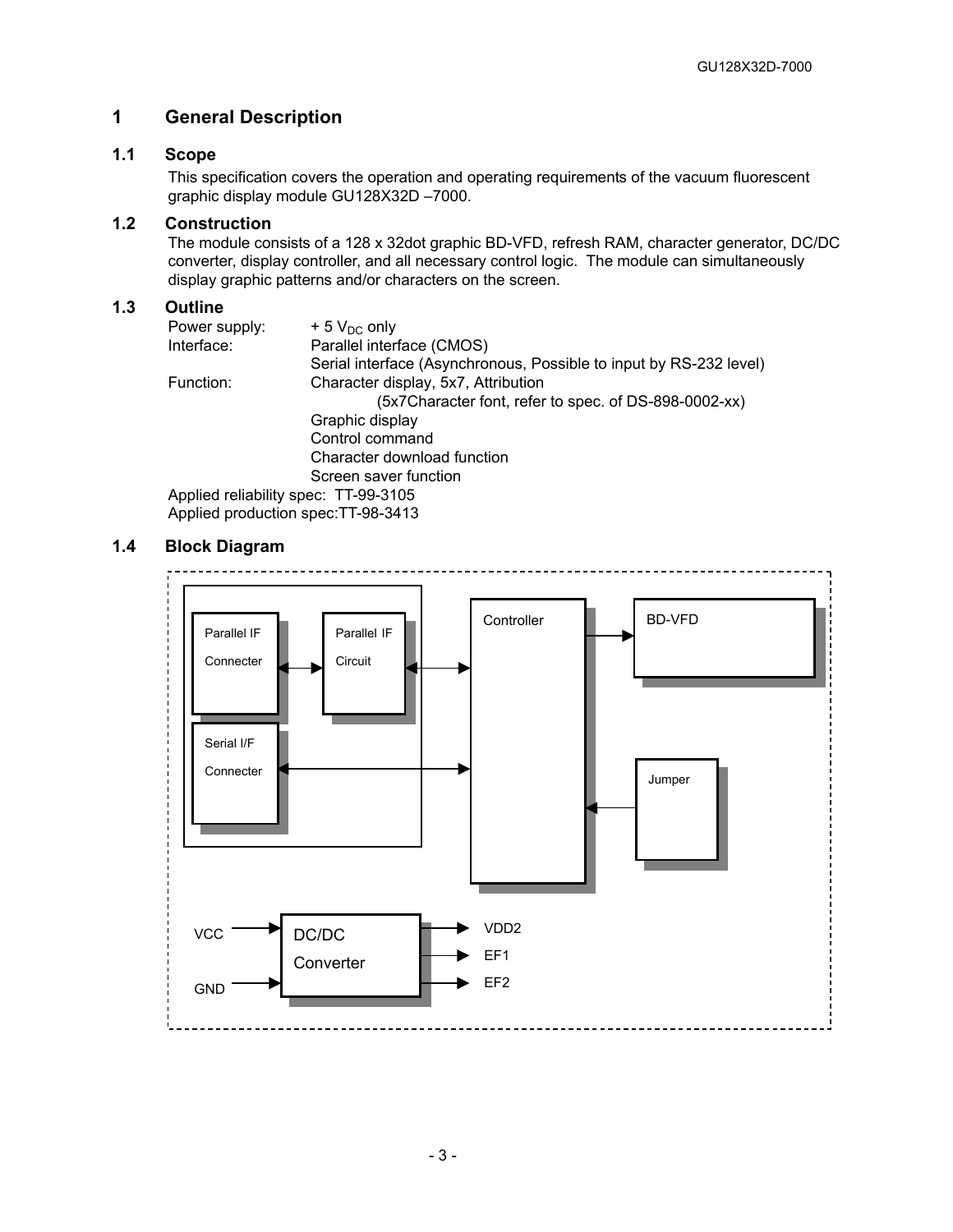# 1 General Description

## 1.1 Scope

This specification covers the operation and operating requirements of the vacuum fluorescent graphic display module GU128X32D –7000.

## 1.2 Construction

The module consists of a 128 x 32dot graphic BD-VFD, refresh RAM, character generator, DC/DC converter, display controller, and all necessary control logic. The module can simultaneously display graphic patterns and/or characters on the screen.

## 1.3 Outline

Power supply: + 5 $V_{DC}$ only

Interface: Parallel interface (CMOS)
Serial interface (Asynchronous, Possible to input by RS-232 level)

Function: Character display, 5x7, Attribution
(5x7Character font, refer to spec. of DS-898-0002-xx)
Graphic display
Control command
Character download function
Screen saver function

Applied reliability spec: TT-99-3105
Applied production spec:TT-98-3413

## 1.4 Block Diagram

Parallel IF Connecter ↔ Parallel IF Circuit ↔ Controller

Serial I/F Connecter ↔ Controller

Controller → BD-VFD

Jumper → Controller

VCC, GND → DC/DC Converter → VDD2, EF1, EF2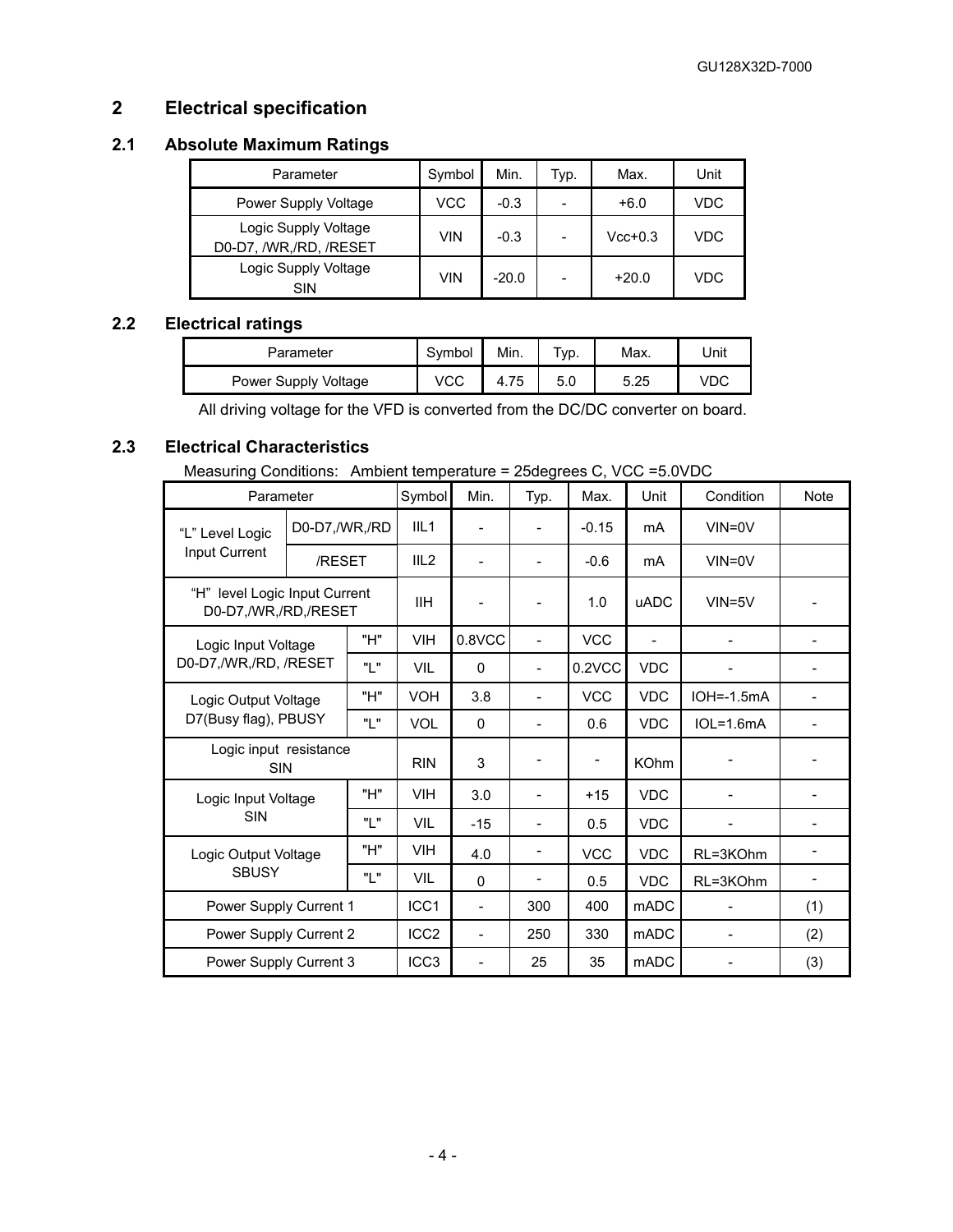## 2 Electrical specification

### 2.1 Absolute Maximum Ratings

| Parameter | Symbol | Min. | Typ. | Max. | Unit |
|---|---|---|---|---|---|
| Power Supply Voltage | VCC | -0.3 | - | +6.0 | VDC |
| Logic Supply Voltage D0-D7, /WR,/RD, /RESET | VIN | -0.3 | - | Vcc+0.3 | VDC |
| Logic Supply Voltage SIN | VIN | -20.0 | - | +20.0 | VDC |

### 2.2 Electrical ratings

| Parameter | Symbol | Min. | Typ. | Max. | Unit |
|---|---|---|---|---|---|
| Power Supply Voltage | VCC | 4.75 | 5.0 | 5.25 | VDC |

All driving voltage for the VFD is converted from the DC/DC converter on board.

### 2.3 Electrical Characteristics

Measuring Conditions: Ambient temperature = 25degrees C, VCC =5.0VDC

| Parameter | | Symbol | Min. | Typ. | Max. | Unit | Condition | Note |
|---|---|---|---|---|---|---|---|---|
| "L" Level Logic Input Current | D0-D7,/WR,/RD | IIL1 | - | - | -0.15 | mA | VIN=0V | |
| | /RESET | IIL2 | - | - | -0.6 | mA | VIN=0V | |
| "H" level Logic Input Current D0-D7,/WR,/RD,/RESET | | IIH | - | - | 1.0 | uADC | VIN=5V | - |
| Logic Input Voltage D0-D7,/WR,/RD, /RESET | "H" | VIH | 0.8VCC | - | VCC | - | - | - |
| | "L" | VIL | 0 | - | 0.2VCC | VDC | - | - |
| Logic Output Voltage D7(Busy flag), PBUSY | "H" | VOH | 3.8 | - | VCC | VDC | IOH=-1.5mA | - |
| | "L" | VOL | 0 | - | 0.6 | VDC | IOL=1.6mA | - |
| Logic input resistance SIN | | RIN | 3 | - | - | KOhm | - | - |
| Logic Input Voltage SIN | "H" | VIH | 3.0 | - | +15 | VDC | - | - |
| | "L" | VIL | -15 | - | 0.5 | VDC | - | - |
| Logic Output Voltage SBUSY | "H" | VIH | 4.0 | - | VCC | VDC | RL=3KOhm | - |
| | "L" | VIL | 0 | - | 0.5 | VDC | RL=3KOhm | - |
| Power Supply Current 1 | | ICC1 | - | 300 | 400 | mADC | - | (1) |
| Power Supply Current 2 | | ICC2 | - | 250 | 330 | mADC | - | (2) |
| Power Supply Current 3 | | ICC3 | - | 25 | 35 | mADC | - | (3) |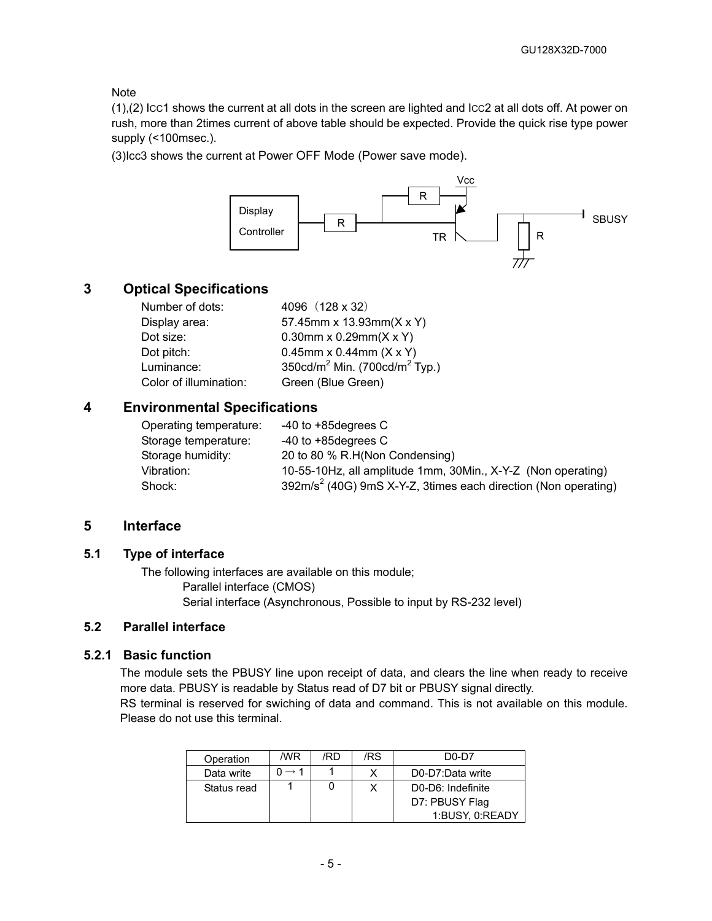Note

(1),(2) ICC1 shows the current at all dots in the screen are lighted and ICC2 at all dots off. At power on rush, more than 2times current of above table should be expected. Provide the quick rise type power supply (<100msec.).

(3)Icc3 shows the current at Power OFF Mode (Power save mode).

Display Controller — R — TR (Vcc, R) — SBUSY, R

## 3 Optical Specifications

| | |
|---|---|
| Number of dots: | 4096 （128 x 32） |
| Display area: | 57.45mm x 13.93mm(X x Y) |
| Dot size: | 0.30mm x 0.29mm(X x Y) |
| Dot pitch: | 0.45mm x 0.44mm (X x Y) |
| Luminance: | 350cd/m$^2$ Min. (700cd/m$^2$ Typ.) |
| Color of illumination: | Green (Blue Green) |

## 4 Environmental Specifications

| | |
|---|---|
| Operating temperature: | -40 to +85degrees C |
| Storage temperature: | -40 to +85degrees C |
| Storage humidity: | 20 to 80 % R.H(Non Condensing) |
| Vibration: | 10-55-10Hz, all amplitude 1mm, 30Min., X-Y-Z (Non operating) |
| Shock: | 392m/s$^2$ (40G) 9mS X-Y-Z, 3times each direction (Non operating) |

## 5 Interface

### 5.1 Type of interface

The following interfaces are available on this module;

Parallel interface (CMOS)

Serial interface (Asynchronous, Possible to input by RS-232 level)

### 5.2 Parallel interface

### 5.2.1 Basic function

The module sets the PBUSY line upon receipt of data, and clears the line when ready to receive more data. PBUSY is readable by Status read of D7 bit or PBUSY signal directly.

RS terminal is reserved for swiching of data and command. This is not available on this module. Please do not use this terminal.

| Operation | /WR | /RD | /RS | D0-D7 |
|---|---|---|---|---|
| Data write | 0 → 1 | 1 | X | D0-D7:Data write |
| Status read | 1 | 0 | X | D0-D6: Indefinite<br>D7: PBUSY Flag<br>1:BUSY, 0:READY |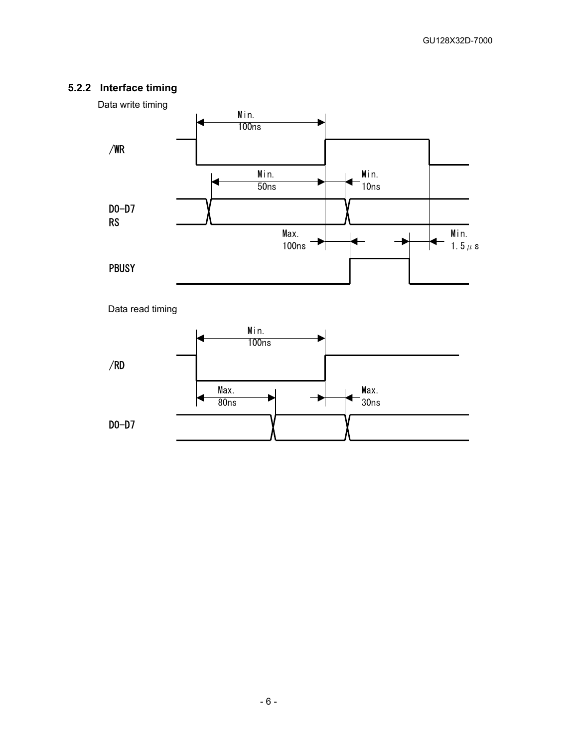### 5.2.2 Interface timing

Data write timing

/WR

D0-D7
RS

PBUSY

Min.
100ns

Min.
50ns

Min.
10ns

Max.
100ns

Min.
1.5μs

Data read timing

/RD

D0-D7

Min.
100ns

Max.
80ns

Max.
30ns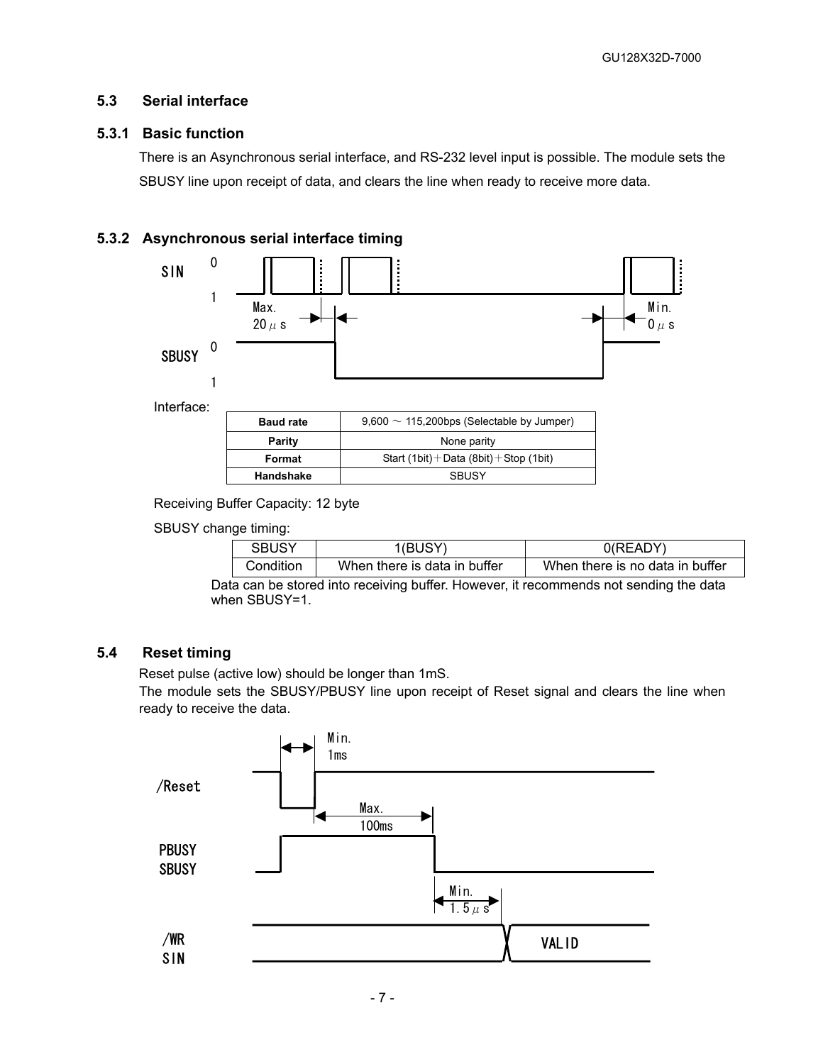### 5.3 Serial interface

#### 5.3.1 Basic function

There is an Asynchronous serial interface, and RS-232 level input is possible. The module sets the SBUSY line upon receipt of data, and clears the line when ready to receive more data.

#### 5.3.2 Asynchronous serial interface timing

SIN 0 1

Max. 20μs

Min. 0μs

SBUSY 0 1

Interface:

| Baud rate | 9,600 ～ 115,200bps (Selectable by Jumper) |
|---|---|
| Parity | None parity |
| Format | Start (1bit)＋Data (8bit)＋Stop (1bit) |
| Handshake | SBUSY |

Receiving Buffer Capacity: 12 byte

SBUSY change timing:

| SBUSY | 1(BUSY) | 0(READY) |
|---|---|---|
| Condition | When there is data in buffer | When there is no data in buffer |

Data can be stored into receiving buffer. However, it recommends not sending the data when SBUSY=1.

### 5.4 Reset timing

Reset pulse (active low) should be longer than 1mS.
The module sets the SBUSY/PBUSY line upon receipt of Reset signal and clears the line when ready to receive the data.

Min. 1ms

/Reset

Max. 100ms

PBUSY
SBUSY

Min. 1.5μs

/WR
SIN

VALID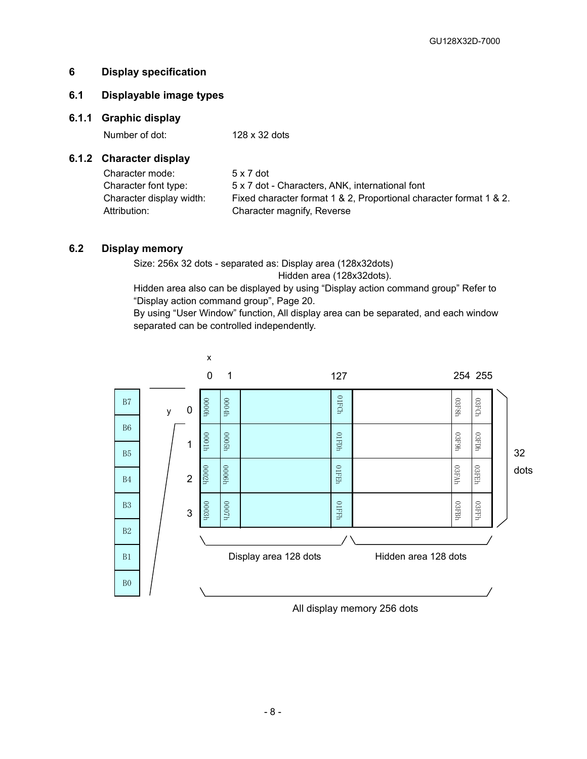## 6 Display specification

### 6.1 Displayable image types

#### 6.1.1 Graphic display

Number of dot: 128 x 32 dots

#### 6.1.2 Character display

Character mode: 5 x 7 dot
Character font type: 5 x 7 dot - Characters, ANK, international font
Character display width: Fixed character format 1 & 2, Proportional character format 1 & 2.
Attribution: Character magnify, Reverse

### 6.2 Display memory

Size: 256x 32 dots - separated as: Display area (128x32dots)
Hidden area (128x32dots).

Hidden area also can be displayed by using "Display action command group" Refer to "Display action command group", Page 20.

By using "User Window" function, All display area can be separated, and each window separated can be controlled independently.

| y \ x | 0 | 1 | ... | 127 | ... | 254 | 255 |
|---|---|---|---|---|---|---|---|
| 0 | 0000h | 0004h | | 01FCh | | 03F8h | 03FCh |
| 1 | 0001h | 0005h | | 01FDh | | 03F9h | 03FDh |
| 2 | 0002h | 0006h | | 01FEh | | 03FAh | 03FEh |
| 3 | 0003h | 0007h | | 01FFh | | 03FBh | 03FFh |

Each byte: B7, B6, B5, B4, B3, B2, B1, B0 (top to bottom). 32 dots.

Display area 128 dots | Hidden area 128 dots

All display memory 256 dots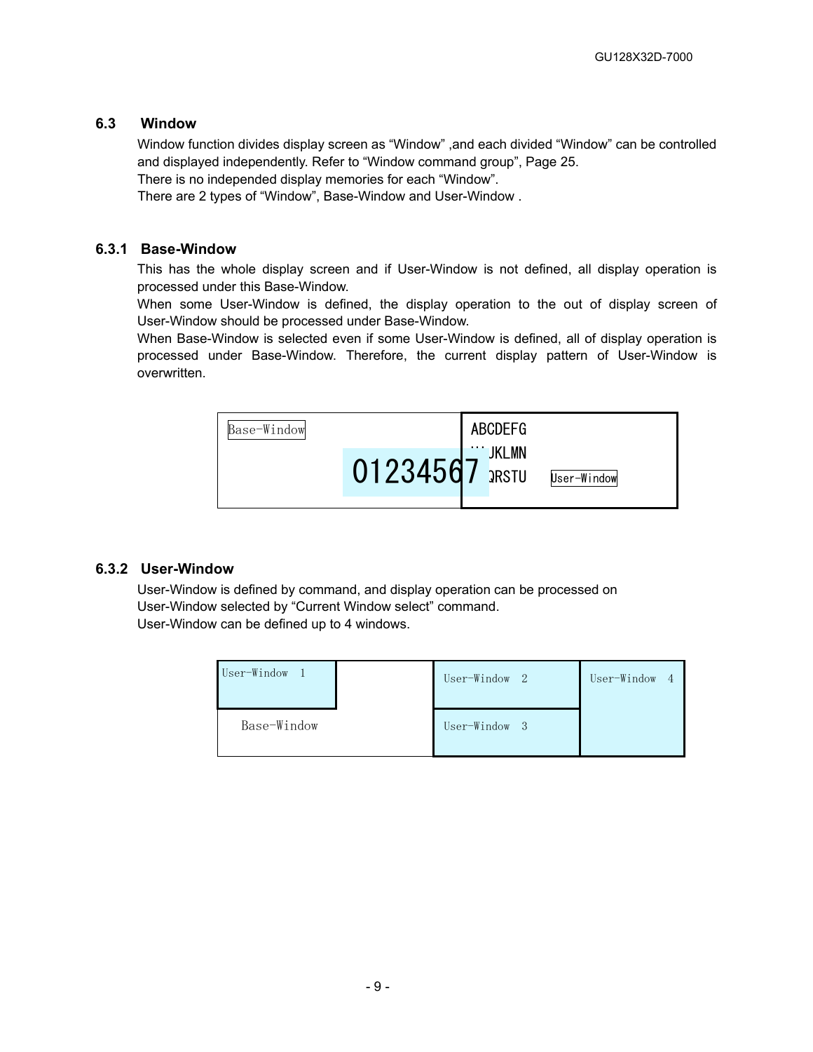## 6.3 Window

Window function divides display screen as “Window” ,and each divided “Window” can be controlled and displayed independently. Refer to “Window command group”, Page 25.
There is no independed display memories for each “Window”.
There are 2 types of “Window”, Base-Window and User-Window .

### 6.3.1 Base-Window

This has the whole display screen and if User-Window is not defined, all display operation is processed under this Base-Window.
When some User-Window is defined, the display operation to the out of display screen of User-Window should be processed under Base-Window.
When Base-Window is selected even if some User-Window is defined, all of display operation is processed under Base-Window. Therefore, the current display pattern of User-Window is overwritten.

### 6.3.2 User-Window

User-Window is defined by command, and display operation can be processed on User-Window selected by “Current Window select” command.
User-Window can be defined up to 4 windows.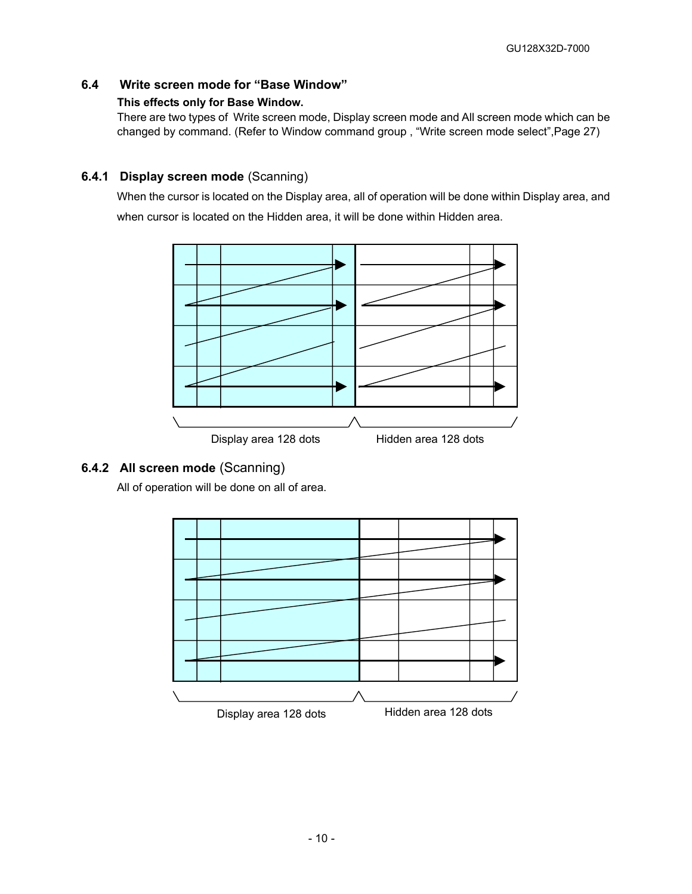## 6.4 Write screen mode for "Base Window"

**This effects only for Base Window.**

There are two types of Write screen mode, Display screen mode and All screen mode which can be changed by command. (Refer to Window command group , "Write screen mode select",Page 27)

### 6.4.1 **Display screen mode** (Scanning)

When the cursor is located on the Display area, all of operation will be done within Display area, and when cursor is located on the Hidden area, it will be done within Hidden area.

Display area 128 dots    Hidden area 128 dots

### 6.4.2 **All screen mode** (Scanning)

All of operation will be done on all of area.

Display area 128 dots    Hidden area 128 dots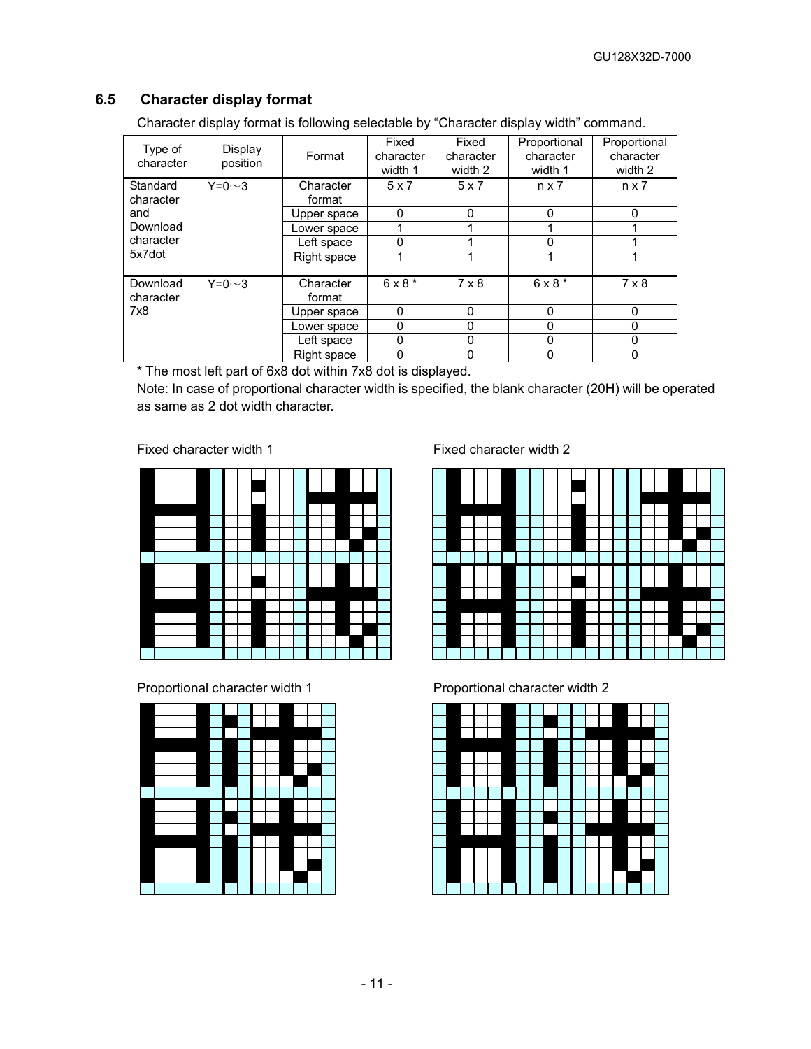## 6.5 Character display format

Character display format is following selectable by "Character display width" command.

| Type of character | Display position | Format | Fixed character width 1 | Fixed character width 2 | Proportional character width 1 | Proportional character width 2 |
|---|---|---|---|---|---|---|
| Standard character and Download character 5x7dot | Y=0～3 | Character format | 5 x 7 | 5 x 7 | n x 7 | n x 7 |
| | | Upper space | 0 | 0 | 0 | 0 |
| | | Lower space | 1 | 1 | 1 | 1 |
| | | Left space | 0 | 1 | 0 | 1 |
| | | Right space | 1 | 1 | 1 | 1 |
| Download character 7x8 | Y=0～3 | Character format | 6 x 8 * | 7 x 8 | 6 x 8 * | 7 x 8 |
| | | Upper space | 0 | 0 | 0 | 0 |
| | | Lower space | 0 | 0 | 0 | 0 |
| | | Left space | 0 | 0 | 0 | 0 |
| | | Right space | 0 | 0 | 0 | 0 |

* The most left part of 6x8 dot within 7x8 dot is displayed.

Note: In case of proportional character width is specified, the blank character (20H) will be operated as same as 2 dot width character.

Fixed character width 1

Fixed character width 2

Proportional character width 1

Proportional character width 2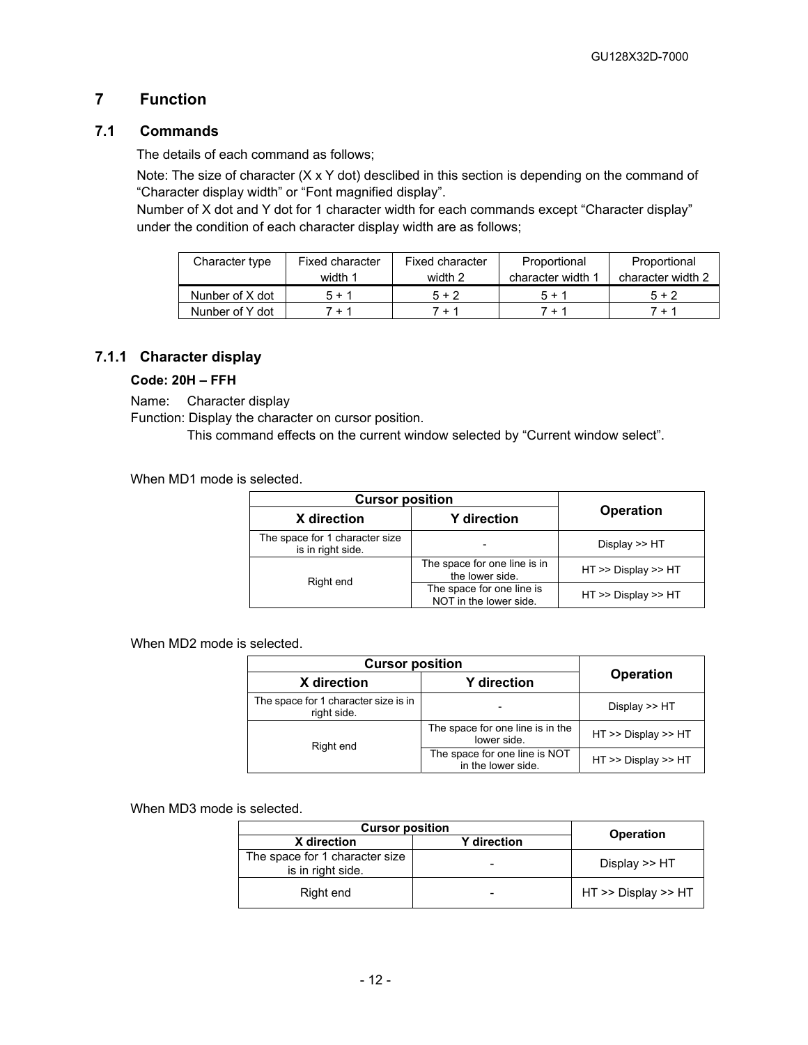# 7 Function

## 7.1 Commands

The details of each command as follows;

Note: The size of character (X x Y dot) desclibed in this section is depending on the command of "Character display width" or "Font magnified display".
Number of X dot and Y dot for 1 character width for each commands except "Character display" under the condition of each character display width are as follows;

| Character type | Fixed character width 1 | Fixed character width 2 | Proportional character width 1 | Proportional character width 2 |
|---|---|---|---|---|
| Nunber of X dot | 5 + 1 | 5 + 2 | 5 + 1 | 5 + 2 |
| Nunber of Y dot | 7 + 1 | 7 + 1 | 7 + 1 | 7 + 1 |

### 7.1.1 Character display

**Code: 20H – FFH**

Name: Character display
Function: Display the character on cursor position.
This command effects on the current window selected by "Current window select".

When MD1 mode is selected.

| Cursor position | | Operation |
|---|---|---|
| **X direction** | **Y direction** | |
| The space for 1 character size is in right side. | - | Display >> HT |
| Right end | The space for one line is in the lower side. | HT >> Display >> HT |
| | The space for one line is NOT in the lower side. | HT >> Display >> HT |

When MD2 mode is selected.

| Cursor position | | Operation |
|---|---|---|
| **X direction** | **Y direction** | |
| The space for 1 character size is in right side. | - | Display >> HT |
| Right end | The space for one line is in the lower side. | HT >> Display >> HT |
| | The space for one line is NOT in the lower side. | HT >> Display >> HT |

When MD3 mode is selected.

| Cursor position | | Operation |
|---|---|---|
| **X direction** | **Y direction** | |
| The space for 1 character size is in right side. | - | Display >> HT |
| Right end | - | HT >> Display >> HT |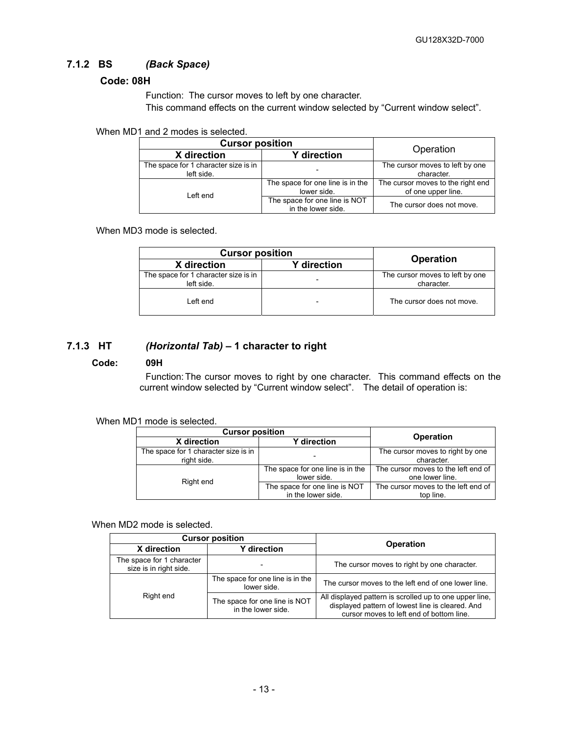### 7.1.2 BS *(Back Space)*

**Code: 08H**

Function: The cursor moves to left by one character.
This command effects on the current window selected by "Current window select".

When MD1 and 2 modes is selected.

| Cursor position | | Operation |
|---|---|---|
| **X direction** | **Y direction** | |
| The space for 1 character size is in left side. | - | The cursor moves to left by one character. |
| Left end | The space for one line is in the lower side. | The cursor moves to the right end of one upper line. |
| | The space for one line is NOT in the lower side. | The cursor does not move. |

When MD3 mode is selected.

| Cursor position | | Operation |
|---|---|---|
| **X direction** | **Y direction** | |
| The space for 1 character size is in left side. | - | The cursor moves to left by one character. |
| Left end | - | The cursor does not move. |

### 7.1.3 HT *(Horizontal Tab)* – 1 character to right

**Code: 09H**

Function: The cursor moves to right by one character. This command effects on the current window selected by "Current window select". The detail of operation is:

When MD1 mode is selected.

| Cursor position | | Operation |
|---|---|---|
| **X direction** | **Y direction** | |
| The space for 1 character size is in right side. | - | The cursor moves to right by one character. |
| Right end | The space for one line is in the lower side. | The cursor moves to the left end of one lower line. |
| | The space for one line is NOT in the lower side. | The cursor moves to the left end of top line. |

When MD2 mode is selected.

| Cursor position | | Operation |
|---|---|---|
| **X direction** | **Y direction** | |
| The space for 1 character size is in right side. | - | The cursor moves to right by one character. |
| Right end | The space for one line is in the lower side. | The cursor moves to the left end of one lower line. |
| | The space for one line is NOT in the lower side. | All displayed pattern is scrolled up to one upper line, displayed pattern of lowest line is cleared. And cursor moves to left end of bottom line. |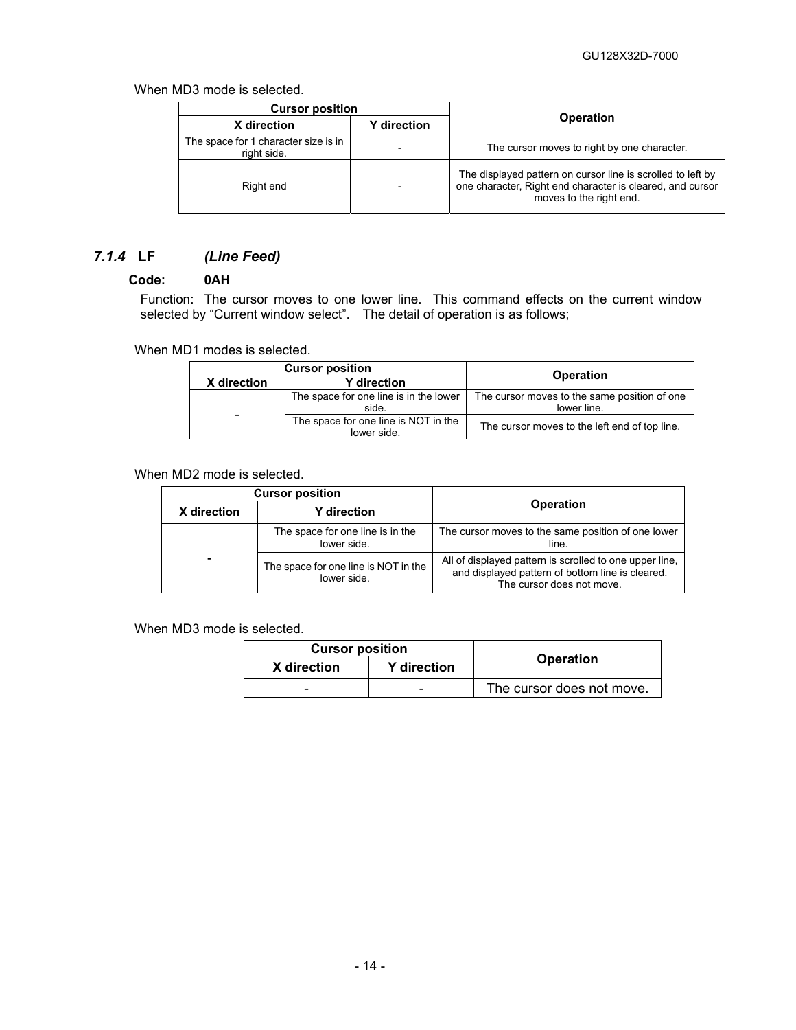When MD3 mode is selected.

| Cursor position | | Operation |
|---|---|---|
| X direction | Y direction | |
| The space for 1 character size is in right side. | - | The cursor moves to right by one character. |
| Right end | - | The displayed pattern on cursor line is scrolled to left by one character, Right end character is cleared, and cursor moves to the right end. |

### *7.1.4* LF *(Line Feed)*

**Code: 0AH**

Function: The cursor moves to one lower line. This command effects on the current window selected by "Current window select". The detail of operation is as follows;

When MD1 modes is selected.

| Cursor position | | Operation |
|---|---|---|
| X direction | Y direction | |
| - | The space for one line is in the lower side. | The cursor moves to the same position of one lower line. |
| | The space for one line is NOT in the lower side. | The cursor moves to the left end of top line. |

When MD2 mode is selected.

| Cursor position | | Operation |
|---|---|---|
| X direction | Y direction | |
| - | The space for one line is in the lower side. | The cursor moves to the same position of one lower line. |
| | The space for one line is NOT in the lower side. | All of displayed pattern is scrolled to one upper line, and displayed pattern of bottom line is cleared. The cursor does not move. |

When MD3 mode is selected.

| Cursor position | | Operation |
|---|---|---|
| X direction | Y direction | |
| - | - | The cursor does not move. |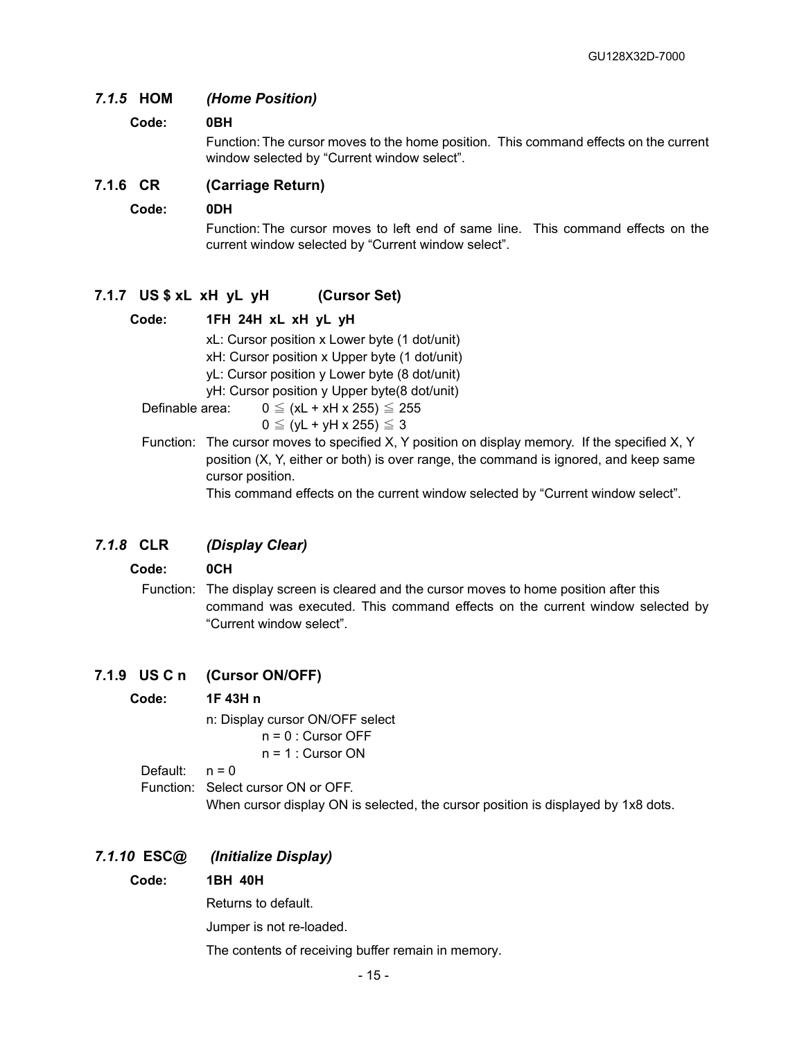### *7.1.5* **HOM** *(Home Position)*

**Code:** **0BH**

Function: The cursor moves to the home position. This command effects on the current window selected by “Current window select”.

### 7.1.6 CR (Carriage Return)

**Code:** **0DH**

Function: The cursor moves to left end of same line. This command effects on the current window selected by “Current window select”.

### 7.1.7 US $ xL xH yL yH (Cursor Set)

**Code:** **1FH 24H xL xH yL yH**

xL: Cursor position x Lower byte (1 dot/unit)
xH: Cursor position x Upper byte (1 dot/unit)
yL: Cursor position y Lower byte (8 dot/unit)
yH: Cursor position y Upper byte(8 dot/unit)

Definable area: $0 \leqq (xL + xH \times 255) \leqq 255$
$0 \leqq (yL + yH \times 255) \leqq 3$

Function: The cursor moves to specified X, Y position on display memory. If the specified X, Y position (X, Y, either or both) is over range, the command is ignored, and keep same cursor position.
This command effects on the current window selected by “Current window select”.

### *7.1.8* **CLR** *(Display Clear)*

**Code:** **0CH**

Function: The display screen is cleared and the cursor moves to home position after this command was executed. This command effects on the current window selected by “Current window select”.

### 7.1.9 US C n (Cursor ON/OFF)

**Code:** **1F 43H n**

n: Display cursor ON/OFF select
n = 0 : Cursor OFF
n = 1 : Cursor ON

Default: n = 0

Function: Select cursor ON or OFF.
When cursor display ON is selected, the cursor position is displayed by 1x8 dots.

### *7.1.10* **ESC@** *(Initialize Display)*

**Code:** **1BH 40H**

Returns to default.

Jumper is not re-loaded.

The contents of receiving buffer remain in memory.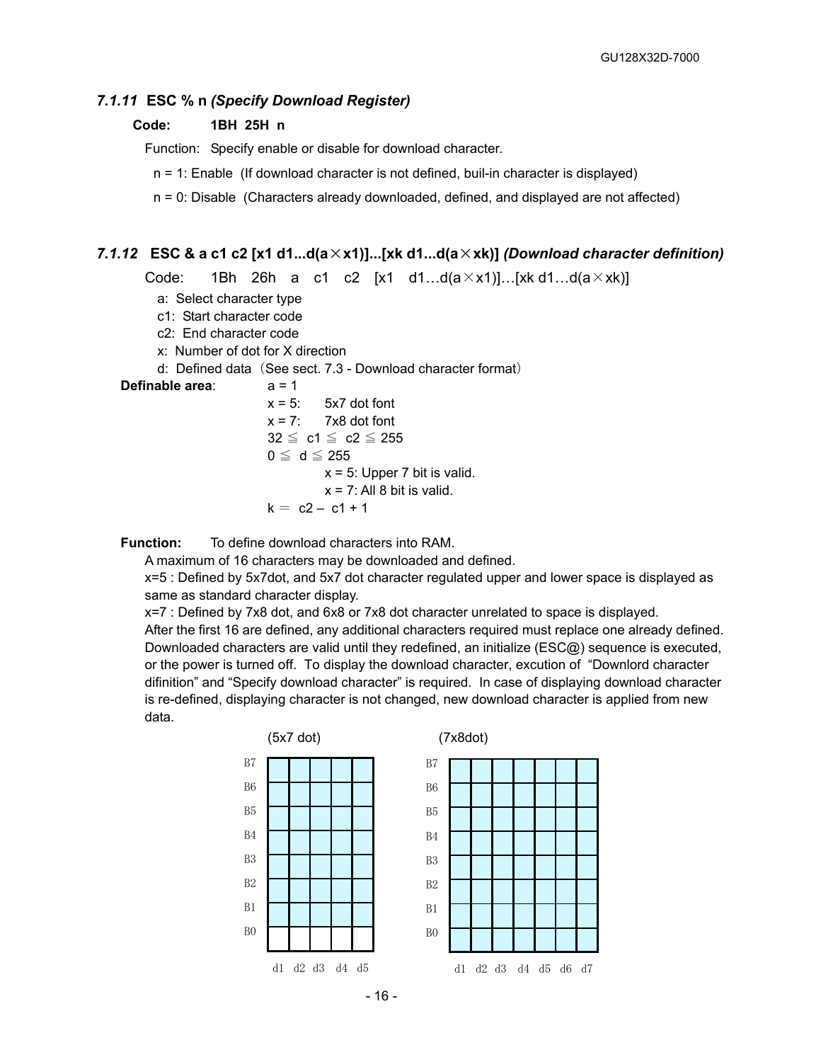### *7.1.11* ESC % n *(Specify Download Register)*

**Code: 1BH 25H n**

Function: Specify enable or disable for download character.

n = 1: Enable (If download character is not defined, buil-in character is displayed)

n = 0: Disable (Characters already downloaded, defined, and displayed are not affected)

### *7.1.12* ESC & a c1 c2 [x1 d1...d(a×x1)]...[xk d1...d(a×xk)] *(Download character definition)*

Code: 1Bh 26h a c1 c2 [x1 d1…d(a×x1)]…[xk d1…d(a×xk)]

- a: Select character type
- c1: Start character code
- c2: End character code
- x: Number of dot for X direction
- d: Defined data（See sect. 7.3 - Download character format）

**Definable area**:
a = 1
x = 5: 5x7 dot font
x = 7: 7x8 dot font
32 ≦ c1 ≦ c2 ≦ 255
0 ≦ d ≦ 255
x = 5: Upper 7 bit is valid.
x = 7: All 8 bit is valid.
k = c2 – c1 + 1

**Function:** To define download characters into RAM.

A maximum of 16 characters may be downloaded and defined.

x=5 : Defined by 5x7dot, and 5x7 dot character regulated upper and lower space is displayed as same as standard character display.

x=7 : Defined by 7x8 dot, and 6x8 or 7x8 dot character unrelated to space is displayed.

After the first 16 are defined, any additional characters required must replace one already defined. Downloaded characters are valid until they redefined, an initialize (ESC@) sequence is executed, or the power is turned off. To display the download character, excution of "Downlord character difinition" and "Specify download character" is required. In case of displaying download character is re-defined, displaying character is not changed, new download character is applied from new data.

(5x7 dot)

| | d1 | d2 | d3 | d4 | d5 |
|---|---|---|---|---|---|
| B7 | | | | | |
| B6 | | | | | |
| B5 | | | | | |
| B4 | | | | | |
| B3 | | | | | |
| B2 | | | | | |
| B1 | | | | | |
| B0 | | | | | |

(7x8dot)

| | d1 | d2 | d3 | d4 | d5 | d6 | d7 |
|---|---|---|---|---|---|---|---|
| B7 | | | | | | | |
| B6 | | | | | | | |
| B5 | | | | | | | |
| B4 | | | | | | | |
| B3 | | | | | | | |
| B2 | | | | | | | |
| B1 | | | | | | | |
| B0 | | | | | | | |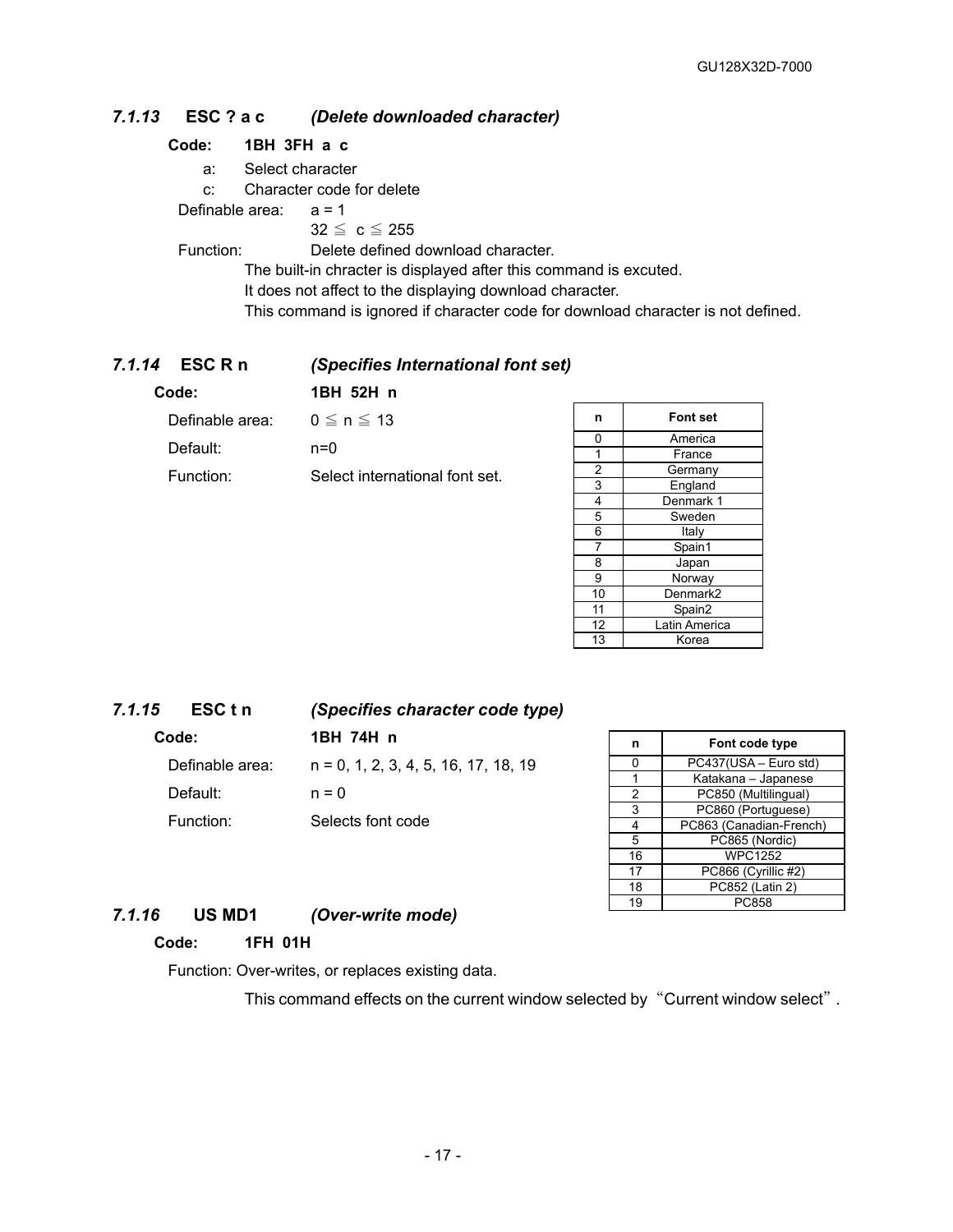### *7.1.13* ESC ? a c *(Delete downloaded character)*

**Code: 1BH 3FH a c**

a: Select character

c: Character code for delete

Definable area: a = 1

32 ≦ c ≦ 255

Function: Delete defined download character.

The built-in chracter is displayed after this command is excuted.

It does not affect to the displaying download character.

This command is ignored if character code for download character is not defined.

### *7.1.14* ESC R n *(Specifies International font set)*

**Code: 1BH 52H n**

Definable area: 0 ≦ n ≦ 13

Default: n=0

Function: Select international font set.

| n | Font set |
|---|---|
| 0 | America |
| 1 | France |
| 2 | Germany |
| 3 | England |
| 4 | Denmark 1 |
| 5 | Sweden |
| 6 | Italy |
| 7 | Spain1 |
| 8 | Japan |
| 9 | Norway |
| 10 | Denmark2 |
| 11 | Spain2 |
| 12 | Latin America |
| 13 | Korea |

### *7.1.15* ESC t n *(Specifies character code type)*

**Code: 1BH 74H n**

Definable area: n = 0, 1, 2, 3, 4, 5, 16, 17, 18, 19

Default: n = 0

Function: Selects font code

| n | Font code type |
|---|---|
| 0 | PC437(USA – Euro std) |
| 1 | Katakana – Japanese |
| 2 | PC850 (Multilingual) |
| 3 | PC860 (Portuguese) |
| 4 | PC863 (Canadian-French) |
| 5 | PC865 (Nordic) |
| 16 | WPC1252 |
| 17 | PC866 (Cyrillic #2) |
| 18 | PC852 (Latin 2) |
| 19 | PC858 |

### *7.1.16* US MD1 *(Over-write mode)*

**Code: 1FH 01H**

Function: Over-writes, or replaces existing data.

This command effects on the current window selected by “Current window select”.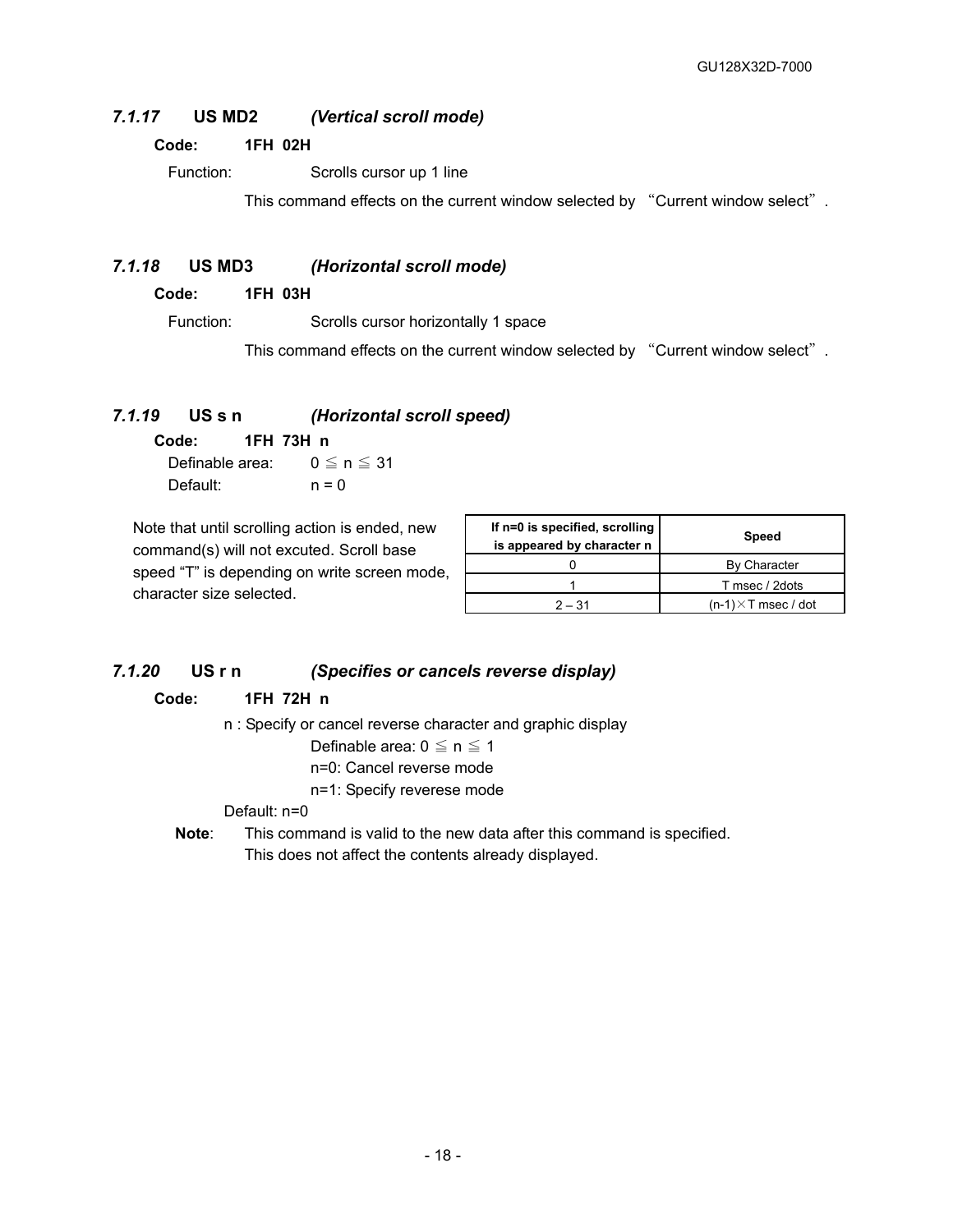### *7.1.17* US MD2 *(Vertical scroll mode)*

**Code:** **1FH 02H**

Function: Scrolls cursor up 1 line

This command effects on the current window selected by "Current window select".

### *7.1.18* US MD3 *(Horizontal scroll mode)*

**Code:** **1FH 03H**

Function: Scrolls cursor horizontally 1 space

This command effects on the current window selected by "Current window select".

### *7.1.19* US s n *(Horizontal scroll speed)*

**Code:** **1FH 73H n**

Definable area: $0 \leqq n \leqq 31$

Default: n = 0

Note that until scrolling action is ended, new command(s) will not excuted. Scroll base speed "T" is depending on write screen mode, character size selected.

| If n=0 is specified, scrolling is appeared by character n | Speed |
|---|---|
| 0 | By Character |
| 1 | T msec / 2dots |
| 2 – 31 | (n-1)×T msec / dot |

### *7.1.20* US r n *(Specifies or cancels reverse display)*

**Code:** **1FH 72H n**

n : Specify or cancel reverse character and graphic display

Definable area: $0 \leqq n \leqq 1$

n=0: Cancel reverse mode

n=1: Specify reverese mode

Default: n=0

**Note**: This command is valid to the new data after this command is specified. This does not affect the contents already displayed.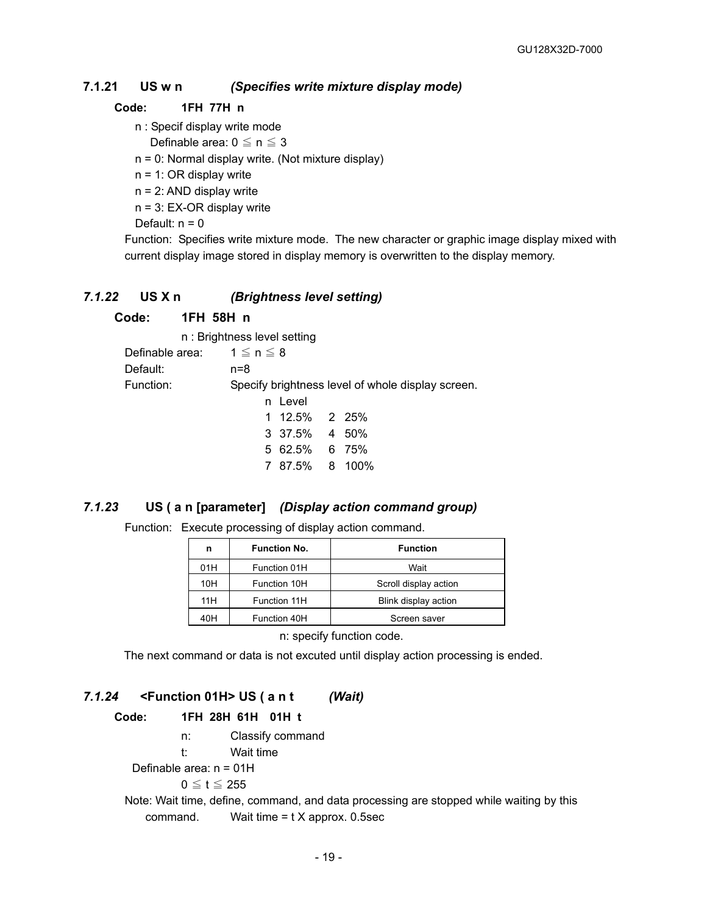### 7.1.21 US w n *(Specifies write mixture display mode)*

**Code: 1FH 77H n**

n : Specif display write mode
  Definable area: 0 ≦ n ≦ 3

n = 0: Normal display write. (Not mixture display)
n = 1: OR display write
n = 2: AND display write
n = 3: EX-OR display write
Default: n = 0

Function: Specifies write mixture mode. The new character or graphic image display mixed with current display image stored in display memory is overwritten to the display memory.

### *7.1.22* US X n *(Brightness level setting)*

**Code: 1FH 58H n**

n : Brightness level setting

Definable area: 1 ≦ n ≦ 8
Default: n=8
Function: Specify brightness level of whole display screen.

| n | Level | n | Level |
|---|---|---|---|
| 1 | 12.5% | 2 | 25% |
| 3 | 37.5% | 4 | 50% |
| 5 | 62.5% | 6 | 75% |
| 7 | 87.5% | 8 | 100% |

### *7.1.23* US ( a n [parameter] *(Display action command group)*

Function: Execute processing of display action command.

| n | Function No. | Function |
|---|---|---|
| 01H | Function 01H | Wait |
| 10H | Function 10H | Scroll display action |
| 11H | Function 11H | Blink display action |
| 40H | Function 40H | Screen saver |

n: specify function code.

The next command or data is not excuted until display action processing is ended.

### *7.1.24* <Function 01H> US ( a n t *(Wait)*

**Code: 1FH 28H 61H 01H t**

n: Classify command
t: Wait time

Definable area: n = 01H
  0 ≦ t ≦ 255

Note: Wait time, define, command, and data processing are stopped while waiting by this command. Wait time = t X approx. 0.5sec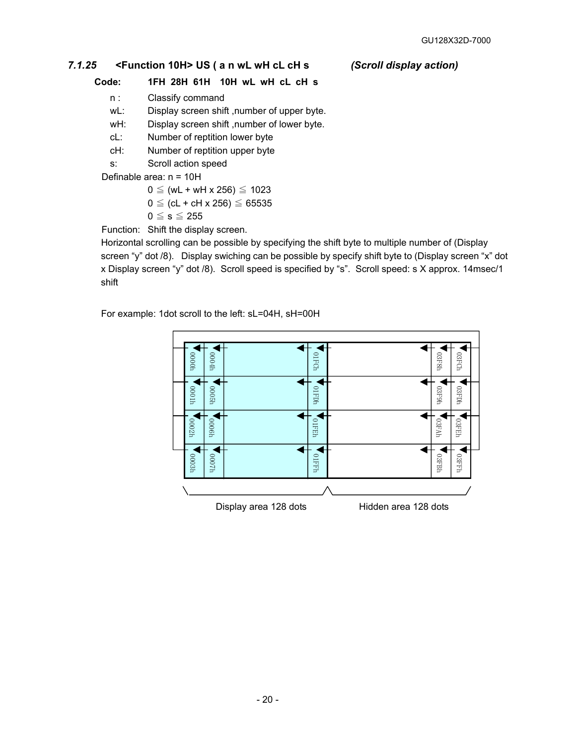### 7.1.25 <Function 10H> US ( a n wL wH cL cH s *(Scroll display action)*

**Code: 1FH 28H 61H 10H wL wH cL cH s**

- n : Classify command
- wL: Display screen shift ,number of upper byte.
- wH: Display screen shift ,number of lower byte.
- cL: Number of reptition lower byte
- cH: Number of reptition upper byte
- s: Scroll action speed

Definable area: n = 10H

$0 \leqq (wL + wH \times 256) \leqq 1023$

$0 \leqq (cL + cH \times 256) \leqq 65535$

$0 \leqq s \leqq 255$

Function: Shift the display screen.

Horizontal scrolling can be possible by specifying the shift byte to multiple number of (Display screen “y” dot /8). Display swiching can be possible by specify shift byte to (Display screen “x” dot x Display screen “y” dot /8). Scroll speed is specified by “s”. Scroll speed: s X approx. 14msec/1 shift

For example: 1dot scroll to the left: sL=04H, sH=00H

| 0000h | 0004h | | 01FCh | | 03F8h | 03FCh |
|---|---|---|---|---|---|---|
| 0001h | 0005h | | 01FDh | | 03F9h | 03FDh |
| 0002h | 0006h | | 01FEh | | 03FAh | 03FEh |
| 0003h | 0007h | | 01FFh | | 03FBh | 03FFh |

Display area 128 dots    Hidden area 128 dots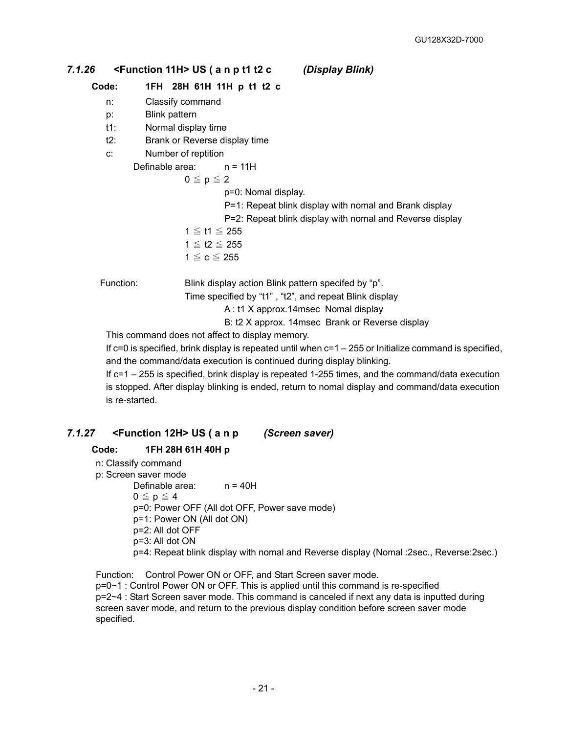### *7.1.26* <Function 11H> US ( a n p t1 t2 c *(Display Blink)*

**Code: 1FH 28H 61H 11H p t1 t2 c**

- n: Classify command
- p: Blink pattern
- t1: Normal display time
- t2: Brank or Reverse display time
- c: Number of reptition

Definable area: n = 11H

$0 \leqq p \leqq 2$

p=0: Nomal display.
P=1: Repeat blink display with nomal and Brank display
P=2: Repeat blink display with nomal and Reverse display

$1 \leqq t1 \leqq 255$
$1 \leqq t2 \leqq 255$
$1 \leqq c \leqq 255$

Function: Blink display action Blink pattern specifed by “p”.
Time specified by “t1” , “t2”, and repeat Blink display
A : t1 X approx.14msec Nomal display
B: t2 X approx. 14msec Brank or Reverse display

This command does not affect to display memory.
If c=0 is specified, brink display is repeated until when c=1 – 255 or Initialize command is specified, and the command/data execution is continued during display blinking.
If c=1 – 255 is specified, brink display is repeated 1-255 times, and the command/data execution is stopped. After display blinking is ended, return to nomal display and command/data execution is re-started.

### *7.1.27* <Function 12H> US ( a n p *(Screen saver)*

**Code: 1FH 28H 61H 40H p**

n: Classify command
p: Screen saver mode

Definable area: n = 40H
$0 \leqq p \leqq 4$
p=0: Power OFF (All dot OFF, Power save mode)
p=1: Power ON (All dot ON)
p=2: All dot OFF
p=3: All dot ON
p=4: Repeat blink display with nomal and Reverse display (Nomal :2sec., Reverse:2sec.)

Function: Control Power ON or OFF, and Start Screen saver mode.
p=0~1 : Control Power ON or OFF. This is applied until this command is re-specified
p=2~4 : Start Screen saver mode. This command is canceled if next any data is inputted during screen saver mode, and return to the previous display condition before screen saver mode specified.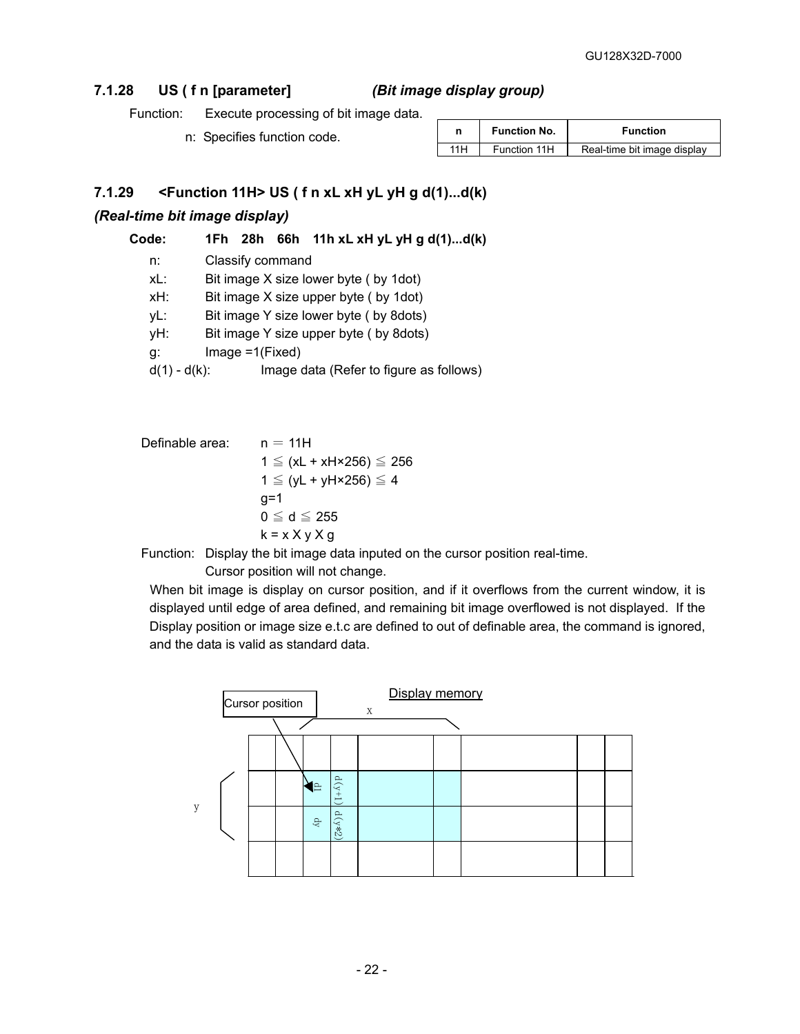### 7.1.28 US ( f n [parameter] *(Bit image display group)*

Function: Execute processing of bit image data.

n: Specifies function code.

| n | Function No. | Function |
|---|---|---|
| 11H | Function 11H | Real-time bit image display |

### 7.1.29 <Function 11H> US ( f n xL xH yL yH g d(1)...d(k)

***(Real-time bit image display)***

**Code: 1Fh 28h 66h 11h xL xH yL yH g d(1)...d(k)**

- n: Classify command
- xL: Bit image X size lower byte ( by 1dot)
- xH: Bit image X size upper byte ( by 1dot)
- yL: Bit image Y size lower byte ( by 8dots)
- yH: Bit image Y size upper byte ( by 8dots)
- g: Image =1(Fixed)
- d(1) - d(k): Image data (Refer to figure as follows)

Definable area:
n ＝ 11H
$1 \leqq (xL + xH\times256) \leqq 256$
$1 \leqq (yL + yH\times256) \leqq 4$
g=1
$0 \leqq d \leqq 255$
k = x X y X g

Function: Display the bit image data inputed on the cursor position real-time.
Cursor position will not change.

When bit image is display on cursor position, and if it overflows from the current window, it is displayed until edge of area defined, and remaining bit image overflowed is not displayed. If the Display position or image size e.t.c are defined to out of definable area, the command is ignored, and the data is valid as standard data.

Display memory

Cursor position

x

y

d1 d(y+1)

dy d(y*2)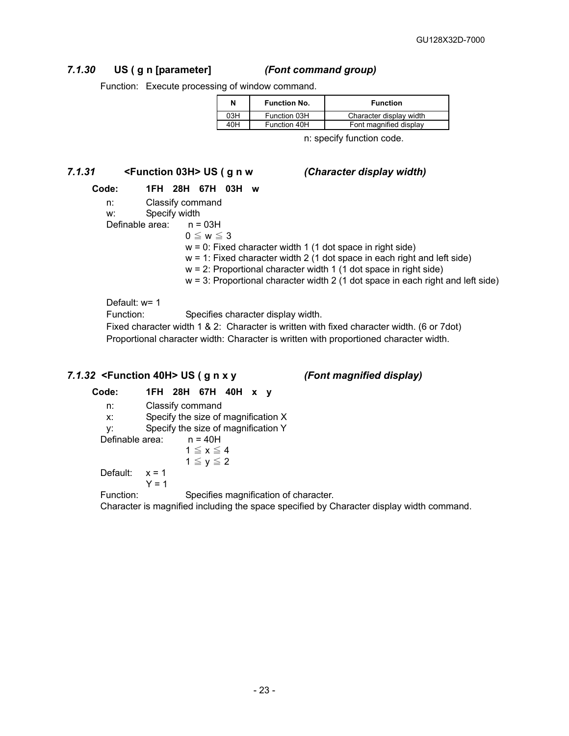### *7.1.30* US ( g n [parameter] *(Font command group)*

Function: Execute processing of window command.

| N | Function No. | Function |
|---|---|---|
| 03H | Function 03H | Character display width |
| 40H | Function 40H | Font magnified display |

n: specify function code.

### *7.1.31* <Function 03H> US ( g n w *(Character display width)*

**Code: 1FH 28H 67H 03H w**

n: Classify command
w: Specify width
Definable area: n = 03H
$0 \leqq w \leqq 3$
w = 0: Fixed character width 1 (1 dot space in right side)
w = 1: Fixed character width 2 (1 dot space in each right and left side)
w = 2: Proportional character width 1 (1 dot space in right side)
w = 3: Proportional character width 2 (1 dot space in each right and left side)

Default: w= 1
Function: Specifies character display width.
Fixed character width 1 & 2: Character is written with fixed character width. (6 or 7dot)
Proportional character width: Character is written with proportioned character width.

### *7.1.32* <Function 40H> US ( g n x y *(Font magnified display)*

**Code: 1FH 28H 67H 40H x y**

n: Classify command
x: Specify the size of magnification X
y: Specify the size of magnification Y
Definable area: n = 40H
$1 \leqq x \leqq 4$
$1 \leqq y \leqq 2$
Default: x = 1
Y = 1
Function: Specifies magnification of character.
Character is magnified including the space specified by Character display width command.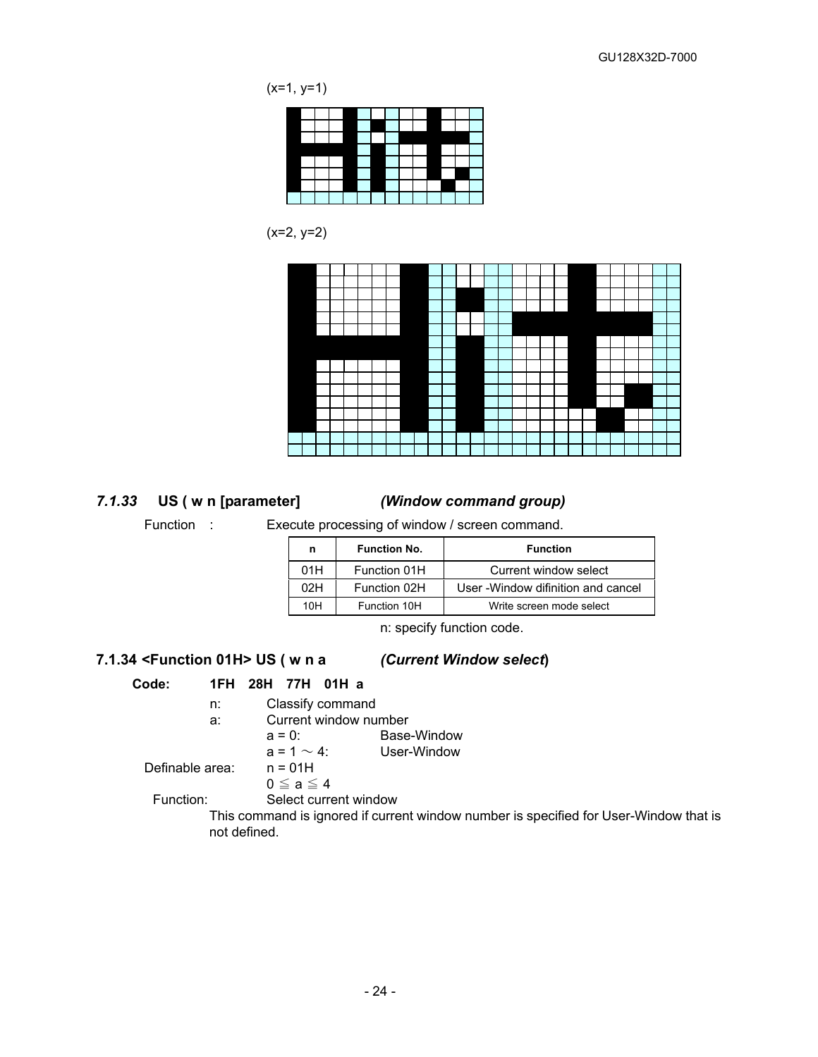(x=1, y=1)

(x=2, y=2)

### *7.1.33* US ( w n [parameter] *(Window command group)*

Function : Execute processing of window / screen command.

| n | Function No. | Function |
|---|---|---|
| 01H | Function 01H | Current window select |
| 02H | Function 02H | User -Window difinition and cancel |
| 10H | Function 10H | Write screen mode select |

n: specify function code.

### 7.1.34 <Function 01H> US ( w n a *(Current Window select)*

**Code: 1FH 28H 77H 01H a**

n: Classify command

a: Current window number

a = 0: Base-Window

a = 1 ～ 4: User-Window

Definable area: n = 01H

0 ≦ a ≦ 4

Function: Select current window

This command is ignored if current window number is specified for User-Window that is not defined.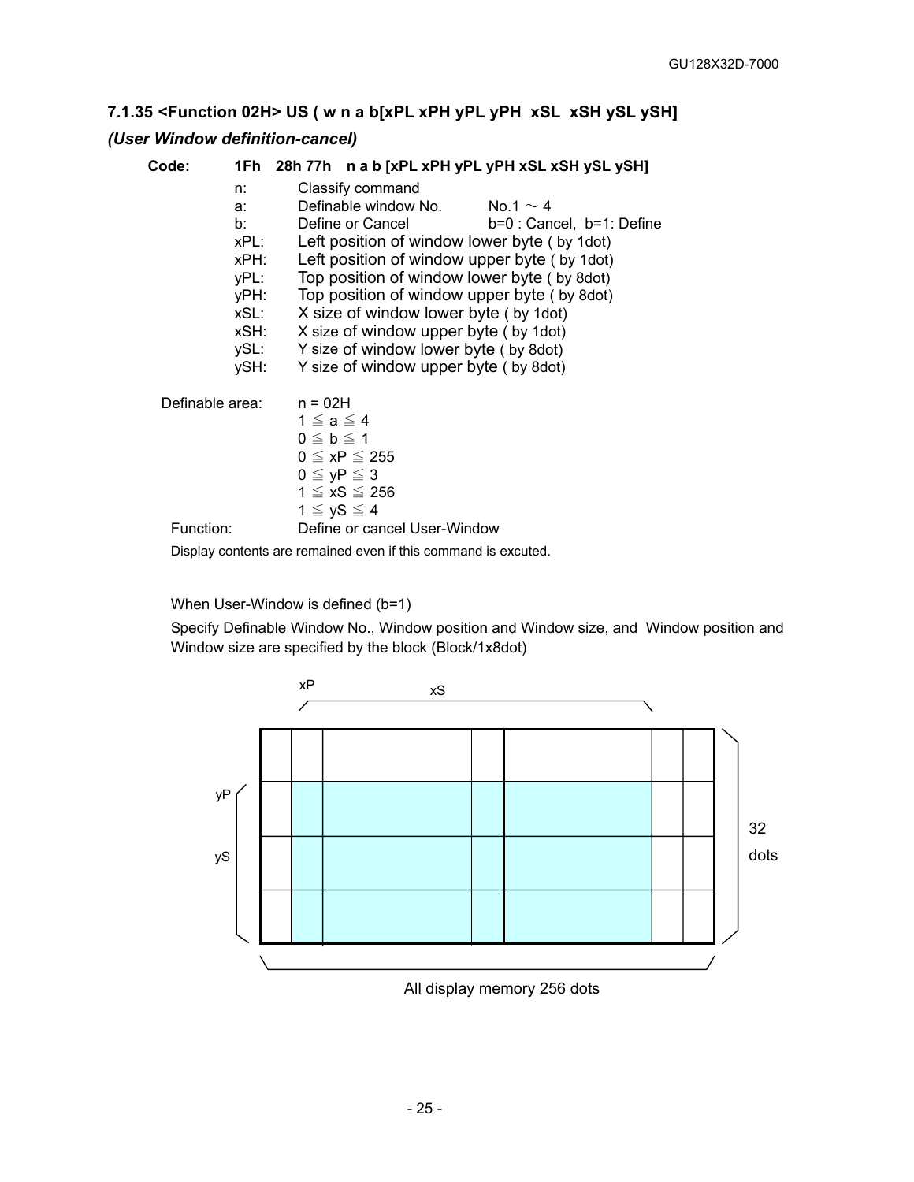### 7.1.35 <Function 02H> US ( w n a b[xPL xPH yPL yPH xSL xSH ySL ySH]

***(User Window definition-cancel)***

**Code:** **1Fh 28h 77h n a b [xPL xPH yPL yPH xSL xSH ySL ySH]**

| | | |
|---|---|---|
| n: | Classify command | |
| a: | Definable window No. | No.1 ～ 4 |
| b: | Define or Cancel | b=0 : Cancel, b=1: Define |
| xPL: | Left position of window lower byte ( by 1dot) | |
| xPH: | Left position of window upper byte ( by 1dot) | |
| yPL: | Top position of window lower byte ( by 8dot) | |
| yPH: | Top position of window upper byte ( by 8dot) | |
| xSL: | X size of window lower byte ( by 1dot) | |
| xSH: | X size of window upper byte ( by 1dot) | |
| ySL: | Y size of window lower byte ( by 8dot) | |
| ySH: | Y size of window upper byte ( by 8dot) | |

Definable area:
n = 02H
1 ≦ a ≦ 4
0 ≦ b ≦ 1
0 ≦ xP ≦ 255
0 ≦ yP ≦ 3
1 ≦ xS ≦ 256
1 ≦ yS ≦ 4

Function: Define or cancel User-Window

Display contents are remained even if this command is excuted.

When User-Window is defined (b=1)

Specify Definable Window No., Window position and Window size, and Window position and Window size are specified by the block (Block/1x8dot)

xP xS

yP yS

32 dots

All display memory 256 dots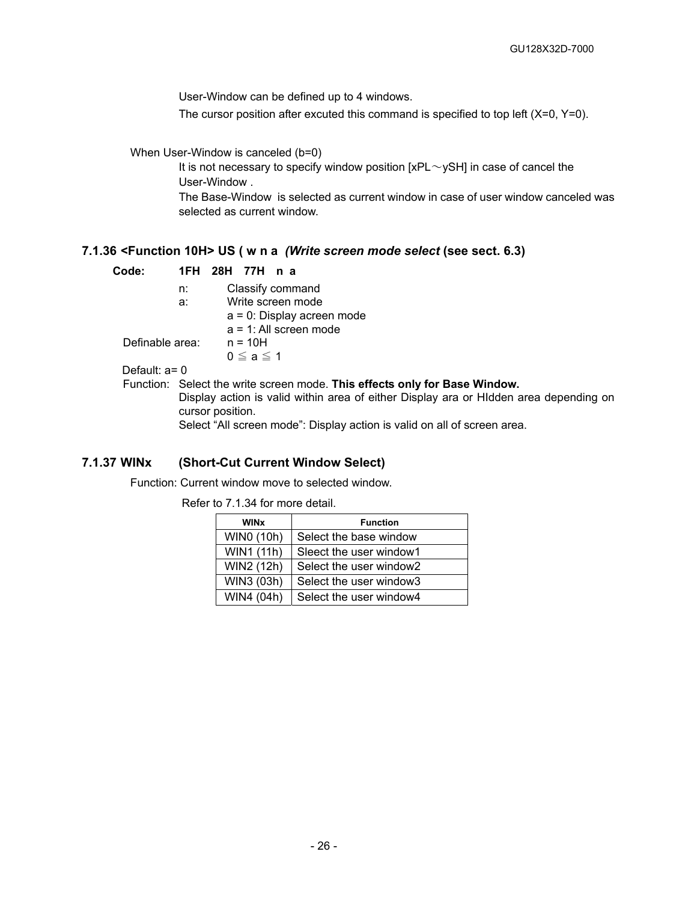User-Window can be defined up to 4 windows.
The cursor position after excuted this command is specified to top left (X=0, Y=0).

When User-Window is canceled (b=0)
It is not necessary to specify window position [xPL～ySH] in case of cancel the User-Window .
The Base-Window is selected as current window in case of user window canceled was selected as current window.

### 7.1.36 <Function 10H> US ( w n a *(Write screen mode select* (see sect. 6.3)

**Code: 1FH 28H 77H n a**

n: Classify command
a: Write screen mode
a = 0: Display acreen mode
a = 1: All screen mode

Definable area: n = 10H
0 ≦ a ≦ 1

Default: a= 0

Function: Select the write screen mode. **This effects only for Base Window.**
Display action is valid within area of either Display ara or HIdden area depending on cursor position.
Select “All screen mode”: Display action is valid on all of screen area.

### 7.1.37 WINx (Short-Cut Current Window Select)

Function: Current window move to selected window.

Refer to 7.1.34 for more detail.

| WINx | Function |
|---|---|
| WIN0 (10h) | Select the base window |
| WIN1 (11h) | Sleect the user window1 |
| WIN2 (12h) | Select the user window2 |
| WIN3 (03h) | Select the user window3 |
| WIN4 (04h) | Select the user window4 |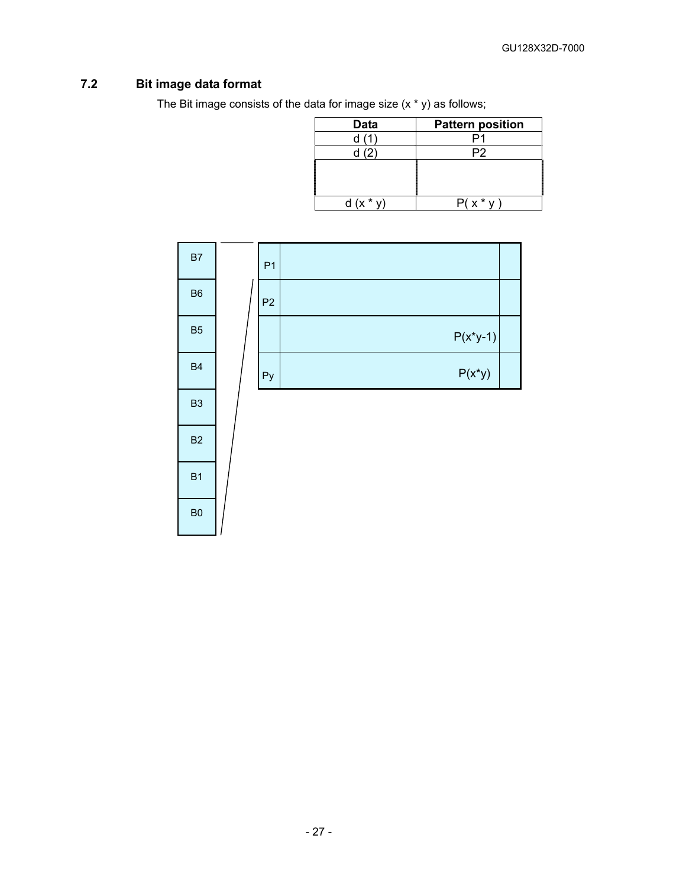## 7.2 Bit image data format

The Bit image consists of the data for image size (x * y) as follows;

| Data | Pattern position |
|---|---|
| d (1) | P1 |
| d (2) | P2 |
| | |
| d (x * y) | P( x * y ) |

B7
B6
B5
B4
B3
B2
B1
B0

P1
P2
P(x*y-1)
Py P(x*y)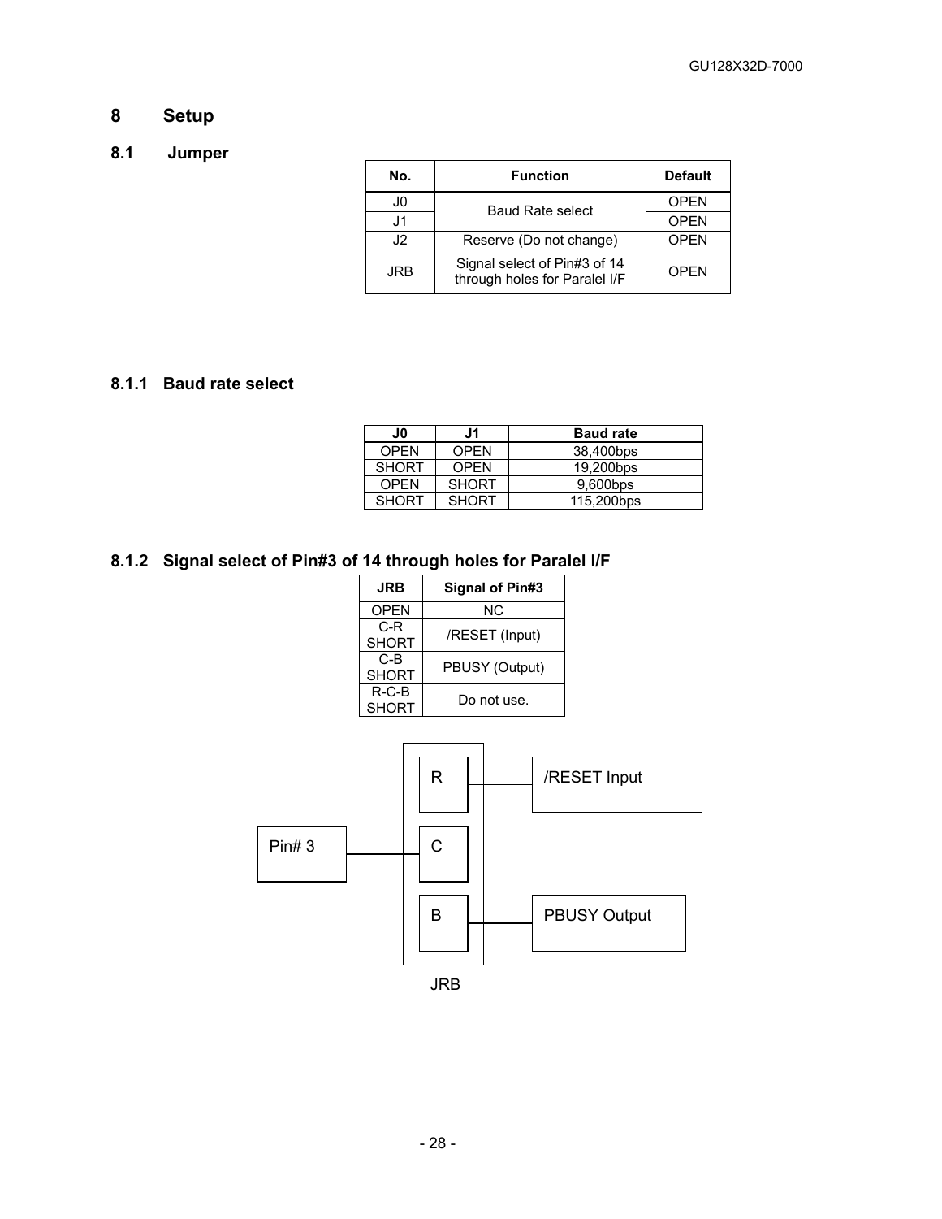# 8 Setup

## 8.1 Jumper

| No. | Function | Default |
|---|---|---|
| J0 | Baud Rate select | OPEN |
| J1 | | OPEN |
| J2 | Reserve (Do not change) | OPEN |
| JRB | Signal select of Pin#3 of 14 through holes for Paralel I/F | OPEN |

### 8.1.1 Baud rate select

| J0 | J1 | Baud rate |
|---|---|---|
| OPEN | OPEN | 38,400bps |
| SHORT | OPEN | 19,200bps |
| OPEN | SHORT | 9,600bps |
| SHORT | SHORT | 115,200bps |

### 8.1.2 Signal select of Pin#3 of 14 through holes for Paralel I/F

| JRB | Signal of Pin#3 |
|---|---|
| OPEN | NC |
| C-R SHORT | /RESET (Input) |
| C-B SHORT | PBUSY (Output) |
| R-C-B SHORT | Do not use. |

Pin# 3 — C; R — /RESET Input; B — PBUSY Output

JRB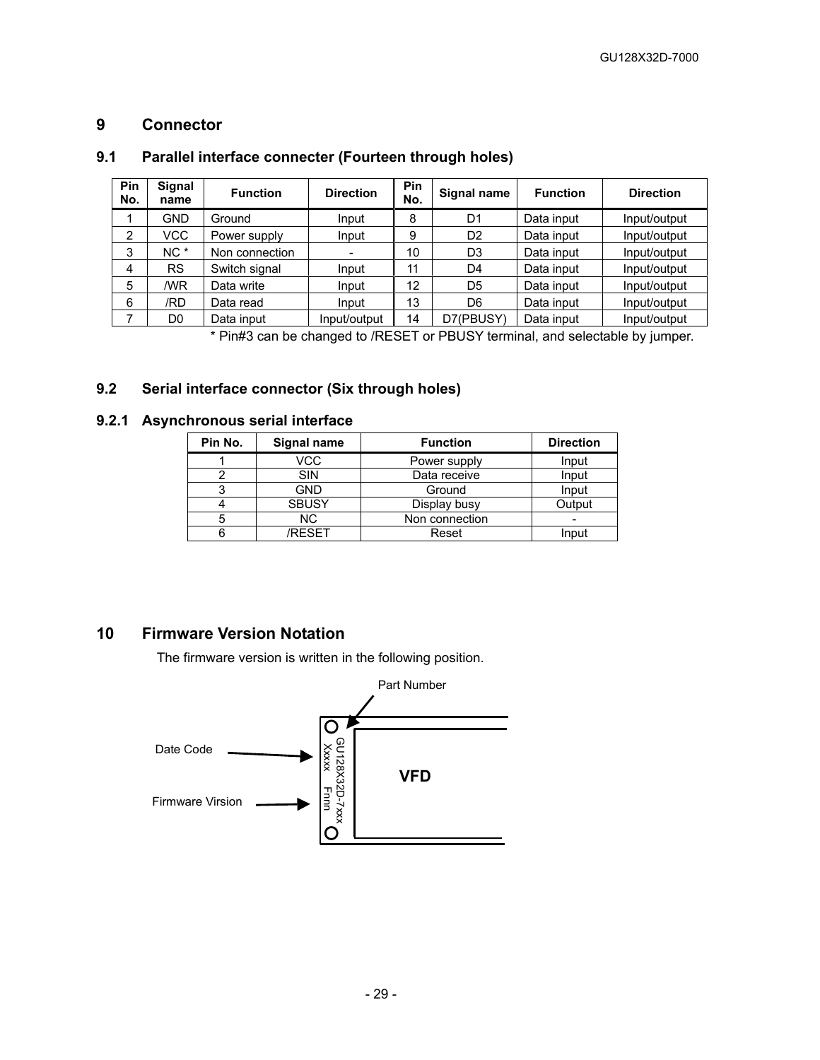## 9 Connector

### 9.1 Parallel interface connecter (Fourteen through holes)

| Pin No. | Signal name | Function | Direction | Pin No. | Signal name | Function | Direction |
|---|---|---|---|---|---|---|---|
| 1 | GND | Ground | Input | 8 | D1 | Data input | Input/output |
| 2 | VCC | Power supply | Input | 9 | D2 | Data input | Input/output |
| 3 | NC * | Non connection | - | 10 | D3 | Data input | Input/output |
| 4 | RS | Switch signal | Input | 11 | D4 | Data input | Input/output |
| 5 | /WR | Data write | Input | 12 | D5 | Data input | Input/output |
| 6 | /RD | Data read | Input | 13 | D6 | Data input | Input/output |
| 7 | D0 | Data input | Input/output | 14 | D7(PBUSY) | Data input | Input/output |

* Pin#3 can be changed to /RESET or PBUSY terminal, and selectable by jumper.

### 9.2 Serial interface connector (Six through holes)

#### 9.2.1 Asynchronous serial interface

| Pin No. | Signal name | Function | Direction |
|---|---|---|---|
| 1 | VCC | Power supply | Input |
| 2 | SIN | Data receive | Input |
| 3 | GND | Ground | Input |
| 4 | SBUSY | Display busy | Output |
| 5 | NC | Non connection | - |
| 6 | /RESET | Reset | Input |

## 10 Firmware Version Notation

The firmware version is written in the following position.

Part Number

Date Code

Firmware Virsion

GU128X32D-7xxx
Xxxxx Fnnn

VFD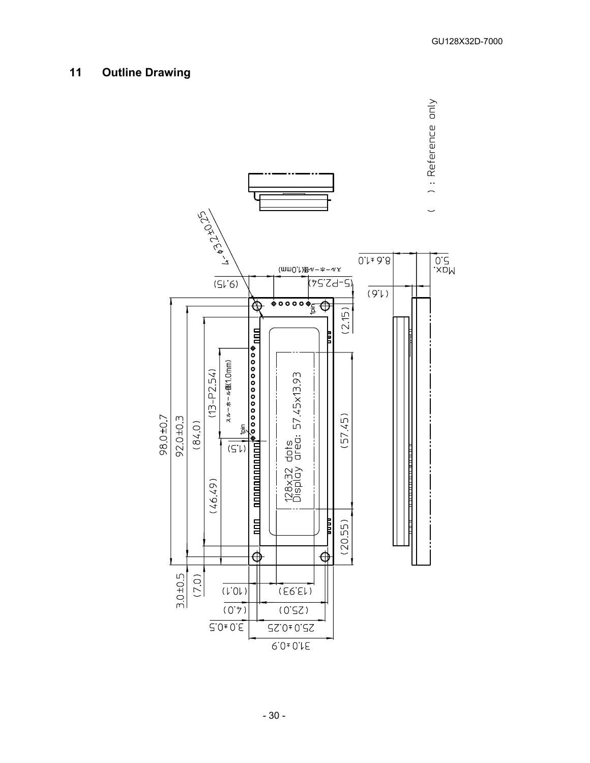## 11 Outline Drawing

( ) : Reference only

4-φ3.2±0.25

スルーホール径(1.0mm)

(5-P2.54)

(9.15)

8.6±1.0

Max. 5.0

(1.6)

(2.15)

1pin

98.0±0.7

92.0±0.3

(84.0)

(13-P2.54)

スルーホール径(1.0mm)

1pin

(1.5)

(46.49)

128x32 dots
Display area: 57.45x13.93

(57.45)

(20.55)

3.0±0.5

(7.0)

(10.1)

(13.93)

(4.0)

(25.0)

3.0±0.5

25.0±0.25

31.0±0.9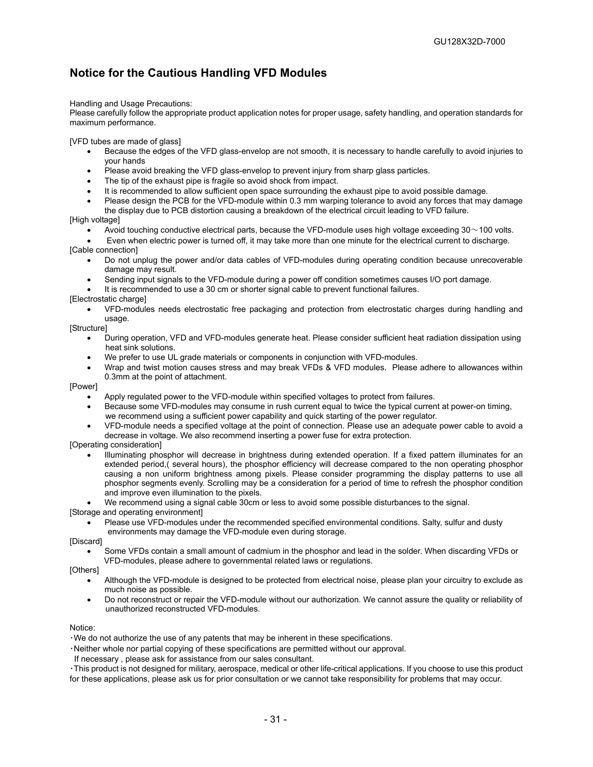## Notice for the Cautious Handling VFD Modules

Handling and Usage Precautions:
Please carefully follow the appropriate product application notes for proper usage, safety handling, and operation standards for maximum performance.

[VFD tubes are made of glass]

- Because the edges of the VFD glass-envelop are not smooth, it is necessary to handle carefully to avoid injuries to your hands
- Please avoid breaking the VFD glass-envelop to prevent injury from sharp glass particles.
- The tip of the exhaust pipe is fragile so avoid shock from impact.
- It is recommended to allow sufficient open space surrounding the exhaust pipe to avoid possible damage.
- Please design the PCB for the VFD-module within 0.3 mm warping tolerance to avoid any forces that may damage the display due to PCB distortion causing a breakdown of the electrical circuit leading to VFD failure.

[High voltage]

- Avoid touching conductive electrical parts, because the VFD-module uses high voltage exceeding 30～100 volts.
- Even when electric power is turned off, it may take more than one minute for the electrical current to discharge.

[Cable connection]

- Do not unplug the power and/or data cables of VFD-modules during operating condition because unrecoverable damage may result.
- Sending input signals to the VFD-module during a power off condition sometimes causes I/O port damage.
- It is recommended to use a 30 cm or shorter signal cable to prevent functional failures.

[Electrostatic charge]

- VFD-modules needs electrostatic free packaging and protection from electrostatic charges during handling and usage.

[Structure]

- During operation, VFD and VFD-modules generate heat. Please consider sufficient heat radiation dissipation using heat sink solutions.
- We prefer to use UL grade materials or components in conjunction with VFD-modules.
- Wrap and twist motion causes stress and may break VFDs & VFD modules. Please adhere to allowances within 0.3mm at the point of attachment.

[Power]

- Apply regulated power to the VFD-module within specified voltages to protect from failures.
- Because some VFD-modules may consume in rush current equal to twice the typical current at power-on timing, we recommend using a sufficient power capability and quick starting of the power regulator.
- VFD-module needs a specified voltage at the point of connection. Please use an adequate power cable to avoid a decrease in voltage. We also recommend inserting a power fuse for extra protection.

[Operating consideration]

- Illuminating phosphor will decrease in brightness during extended operation. If a fixed pattern illuminates for an extended period,( several hours), the phosphor efficiency will decrease compared to the non operating phosphor causing a non uniform brightness among pixels. Please consider programming the display patterns to use all phosphor segments evenly. Scrolling may be a consideration for a period of time to refresh the phosphor condition and improve even illumination to the pixels.
- We recommend using a signal cable 30cm or less to avoid some possible disturbances to the signal.

[Storage and operating environment]

- Please use VFD-modules under the recommended specified environmental conditions. Salty, sulfur and dusty environments may damage the VFD-module even during storage.

[Discard]

- Some VFDs contain a small amount of cadmium in the phosphor and lead in the solder. When discarding VFDs or VFD-modules, please adhere to governmental related laws or regulations.

[Others]

- Although the VFD-module is designed to be protected from electrical noise, please plan your circuitry to exclude as much noise as possible.
- Do not reconstruct or repair the VFD-module without our authorization. We cannot assure the quality or reliability of unauthorized reconstructed VFD-modules.

Notice:

・We do not authorize the use of any patents that may be inherent in these specifications.

・Neither whole nor partial copying of these specifications are permitted without our approval.
If necessary , please ask for assistance from our sales consultant.

・This product is not designed for military, aerospace, medical or other life-critical applications. If you choose to use this product for these applications, please ask us for prior consultation or we cannot take responsibility for problems that may occur.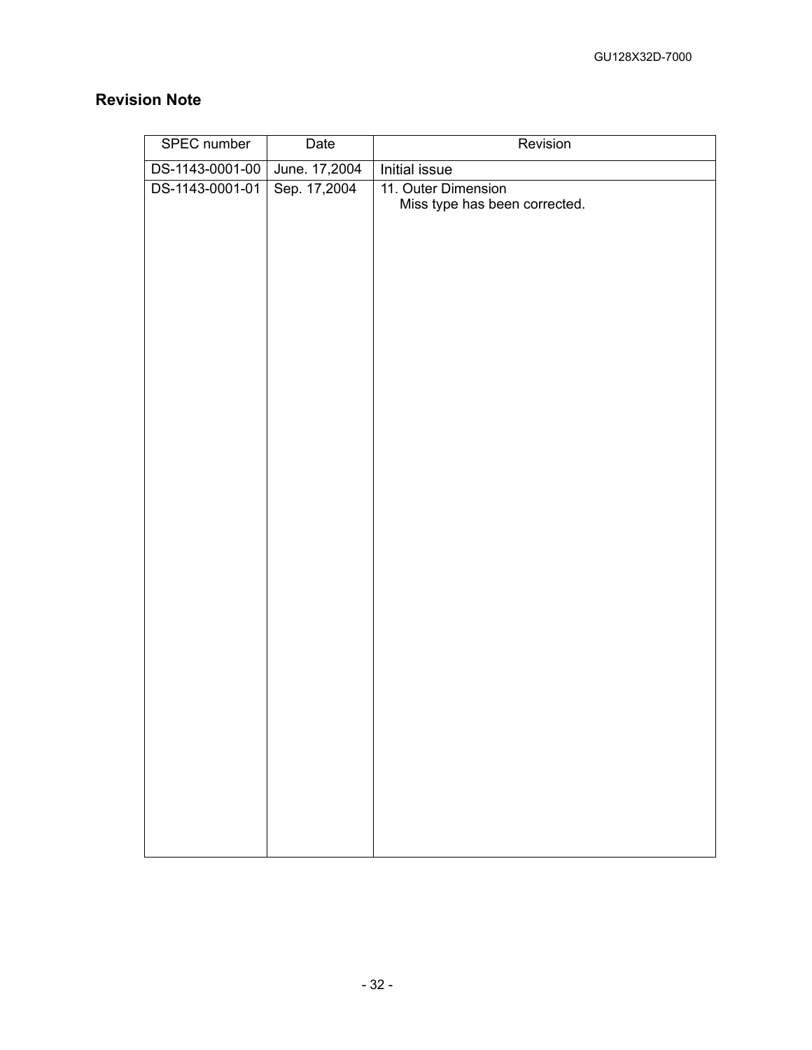## Revision Note

| SPEC number | Date | Revision |
|---|---|---|
| DS-1143-0001-00 | June. 17,2004 | Initial issue |
| DS-1143-0001-01 | Sep. 17,2004 | 11. Outer Dimension<br>Miss type has been corrected. |